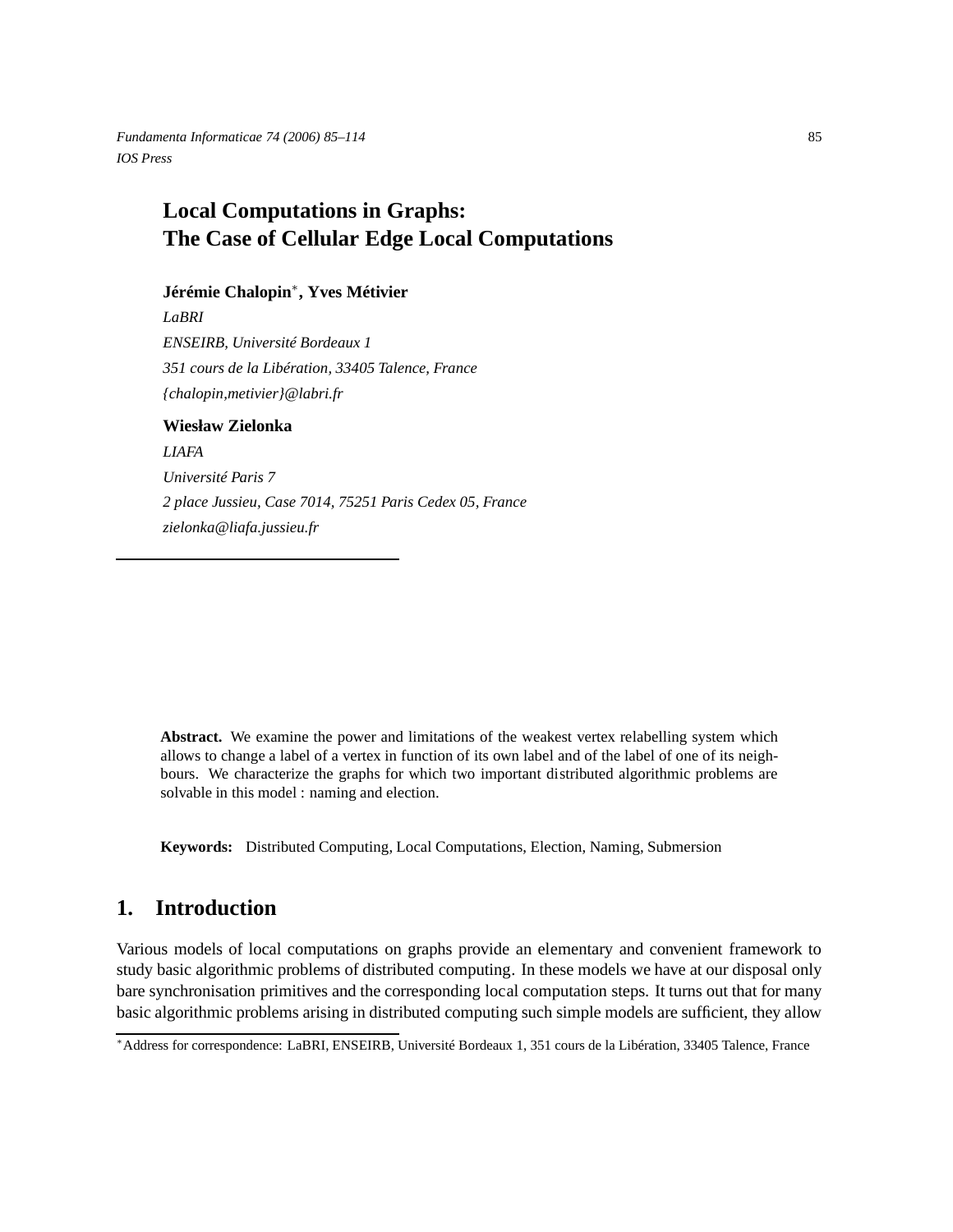# Local Computations in Graphs: The Case of Cellular Edge Local Computations

**Jérémie Chalopin**[*]**, Yves Métivier**

*LaBRI*
*ENSEIRB, Université Bordeaux 1*
*351 cours de la Libération, 33405 Talence, France*
*{chalopin,metivier}@labri.fr*

**Wiesław Zielonka**

*LIAFA*
*Université Paris 7*
*2 place Jussieu, Case 7014, 75251 Paris Cedex 05, France*
*zielonka@liafa.jussieu.fr*

**Abstract.** We examine the power and limitations of the weakest vertex relabelling system which allows to change a label of a vertex in function of its own label and of the label of one of its neighbours. We characterize the graphs for which two important distributed algorithmic problems are solvable in this model : naming and election.

**Keywords:** Distributed Computing, Local Computations, Election, Naming, Submersion

## 1. Introduction

Various models of local computations on graphs provide an elementary and convenient framework to study basic algorithmic problems of distributed computing. In these models we have at our disposal only bare synchronisation primitives and the corresponding local computation steps. It turns out that for many basic algorithmic problems arising in distributed computing such simple models are sufficient, they allow

[*]Address for correspondence: LaBRI, ENSEIRB, Université Bordeaux 1, 351 cours de la Libération, 33405 Talence, France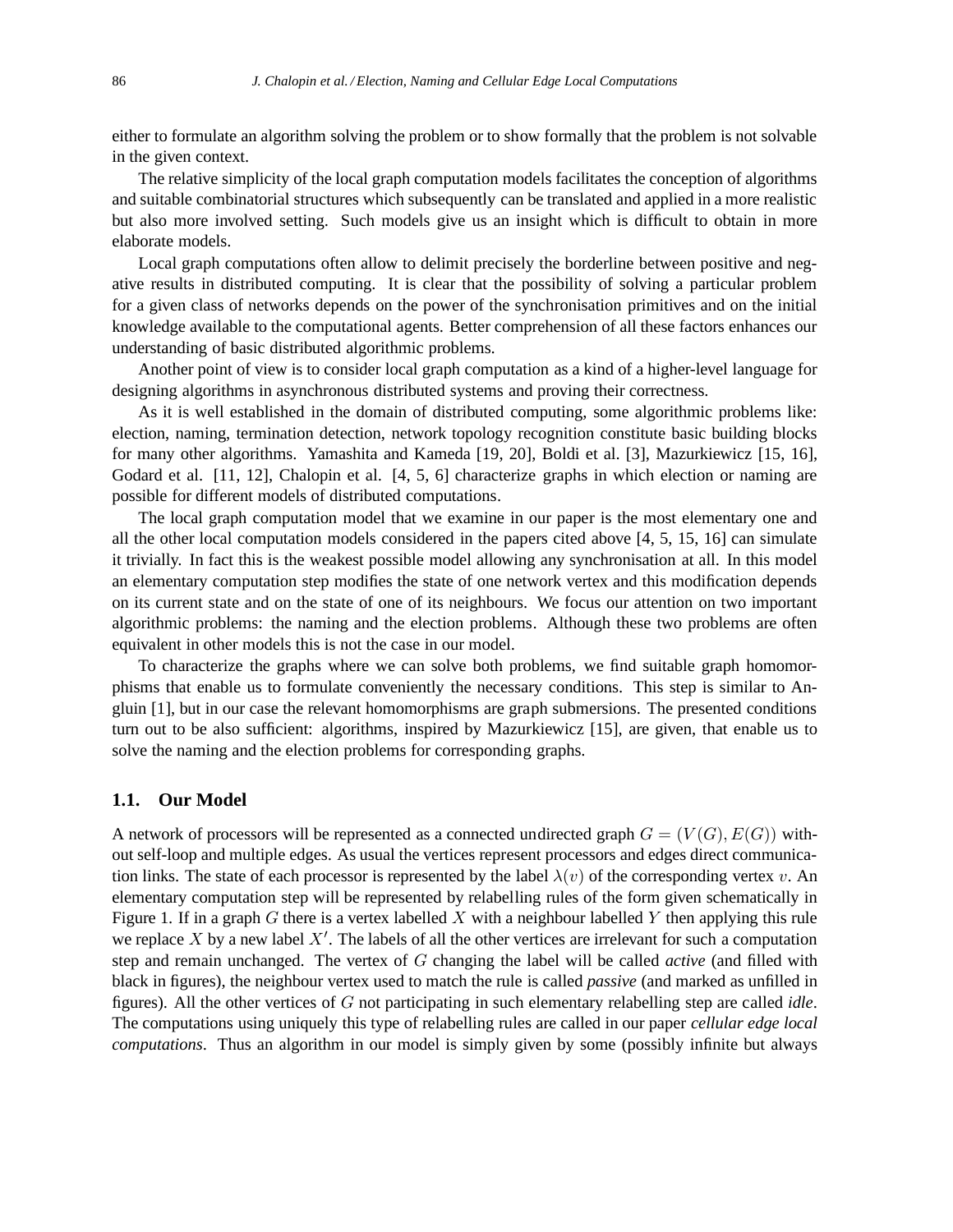either to formulate an algorithm solving the problem or to show formally that the problem is not solvable in the given context.

The relative simplicity of the local graph computation models facilitates the conception of algorithms and suitable combinatorial structures which subsequently can be translated and applied in a more realistic but also more involved setting. Such models give us an insight which is difficult to obtain in more elaborate models.

Local graph computations often allow to delimit precisely the borderline between positive and negative results in distributed computing. It is clear that the possibility of solving a particular problem for a given class of networks depends on the power of the synchronisation primitives and on the initial knowledge available to the computational agents. Better comprehension of all these factors enhances our understanding of basic distributed algorithmic problems.

Another point of view is to consider local graph computation as a kind of a higher-level language for designing algorithms in asynchronous distributed systems and proving their correctness.

As it is well established in the domain of distributed computing, some algorithmic problems like: election, naming, termination detection, network topology recognition constitute basic building blocks for many other algorithms. Yamashita and Kameda [19, 20], Boldi et al. [3], Mazurkiewicz [15, 16], Godard et al. [11, 12], Chalopin et al. [4, 5, 6] characterize graphs in which election or naming are possible for different models of distributed computations.

The local graph computation model that we examine in our paper is the most elementary one and all the other local computation models considered in the papers cited above [4, 5, 15, 16] can simulate it trivially. In fact this is the weakest possible model allowing any synchronisation at all. In this model an elementary computation step modifies the state of one network vertex and this modification depends on its current state and on the state of one of its neighbours. We focus our attention on two important algorithmic problems: the naming and the election problems. Although these two problems are often equivalent in other models this is not the case in our model.

To characterize the graphs where we can solve both problems, we find suitable graph homomorphisms that enable us to formulate conveniently the necessary conditions. This step is similar to Angluin [1], but in our case the relevant homomorphisms are graph submersions. The presented conditions turn out to be also sufficient: algorithms, inspired by Mazurkiewicz [15], are given, that enable us to solve the naming and the election problems for corresponding graphs.

### 1.1. Our Model

A network of processors will be represented as a connected undirected graph $G = (V(G), E(G))$ without self-loop and multiple edges. As usual the vertices represent processors and edges direct communication links. The state of each processor is represented by the label $\lambda(v)$ of the corresponding vertex $v$. An elementary computation step will be represented by relabelling rules of the form given schematically in Figure 1. If in a graph $G$ there is a vertex labelled $X$ with a neighbour labelled $Y$ then applying this rule we replace $X$ by a new label $X'$. The labels of all the other vertices are irrelevant for such a computation step and remain unchanged. The vertex of $G$ changing the label will be called *active* (and filled with black in figures), the neighbour vertex used to match the rule is called *passive* (and marked as unfilled in figures). All the other vertices of $G$ not participating in such elementary relabelling step are called *idle*. The computations using uniquely this type of relabelling rules are called in our paper *cellular edge local computations*. Thus an algorithm in our model is simply given by some (possibly infinite but always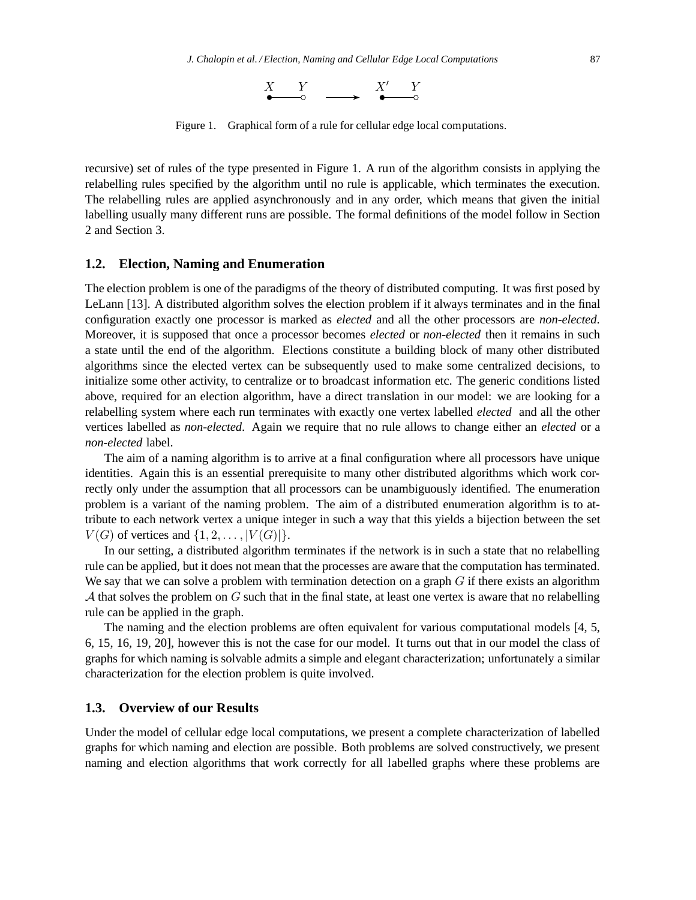$X$ $Y$ $\longrightarrow$ $X'$ $Y$

Figure 1. Graphical form of a rule for cellular edge local computations.

recursive) set of rules of the type presented in Figure 1. A run of the algorithm consists in applying the relabelling rules specified by the algorithm until no rule is applicable, which terminates the execution. The relabelling rules are applied asynchronously and in any order, which means that given the initial labelling usually many different runs are possible. The formal definitions of the model follow in Section 2 and Section 3.

### 1.2. Election, Naming and Enumeration

The election problem is one of the paradigms of the theory of distributed computing. It was first posed by LeLann [13]. A distributed algorithm solves the election problem if it always terminates and in the final configuration exactly one processor is marked as *elected* and all the other processors are *non-elected*. Moreover, it is supposed that once a processor becomes *elected* or *non-elected* then it remains in such a state until the end of the algorithm. Elections constitute a building block of many other distributed algorithms since the elected vertex can be subsequently used to make some centralized decisions, to initialize some other activity, to centralize or to broadcast information etc. The generic conditions listed above, required for an election algorithm, have a direct translation in our model: we are looking for a relabelling system where each run terminates with exactly one vertex labelled *elected* and all the other vertices labelled as *non-elected*. Again we require that no rule allows to change either an *elected* or a *non-elected* label.

The aim of a naming algorithm is to arrive at a final configuration where all processors have unique identities. Again this is an essential prerequisite to many other distributed algorithms which work correctly only under the assumption that all processors can be unambiguously identified. The enumeration problem is a variant of the naming problem. The aim of a distributed enumeration algorithm is to attribute to each network vertex a unique integer in such a way that this yields a bijection between the set $V(G)$ of vertices and $\{1, 2, \ldots, |V(G)|\}$.

In our setting, a distributed algorithm terminates if the network is in such a state that no relabelling rule can be applied, but it does not mean that the processes are aware that the computation has terminated. We say that we can solve a problem with termination detection on a graph $G$ if there exists an algorithm $\mathcal{A}$ that solves the problem on $G$ such that in the final state, at least one vertex is aware that no relabelling rule can be applied in the graph.

The naming and the election problems are often equivalent for various computational models [4, 5, 6, 15, 16, 19, 20], however this is not the case for our model. It turns out that in our model the class of graphs for which naming is solvable admits a simple and elegant characterization; unfortunately a similar characterization for the election problem is quite involved.

### 1.3. Overview of our Results

Under the model of cellular edge local computations, we present a complete characterization of labelled graphs for which naming and election are possible. Both problems are solved constructively, we present naming and election algorithms that work correctly for all labelled graphs where these problems are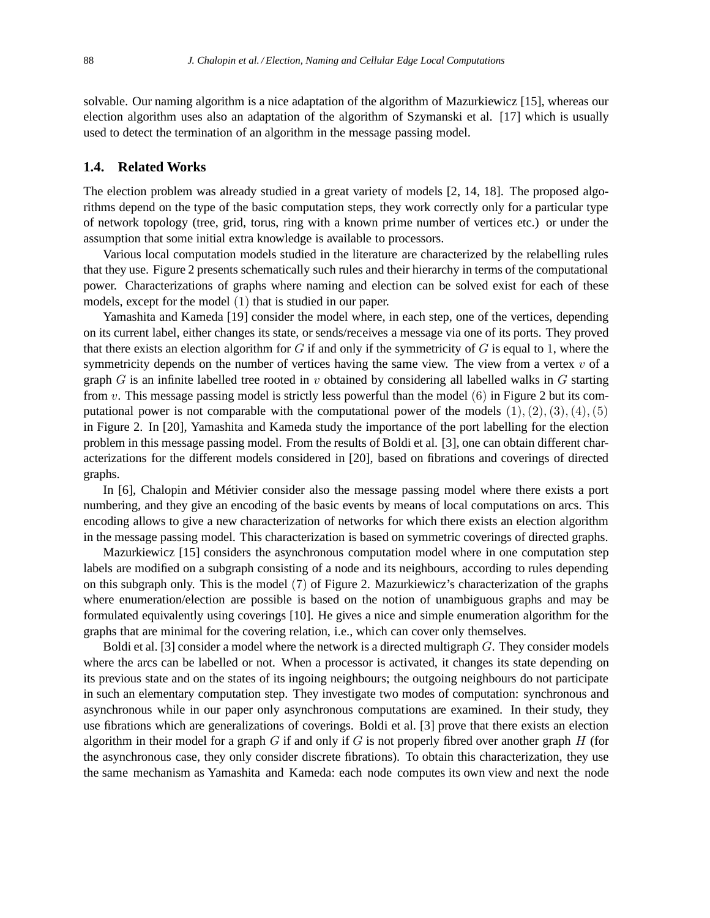solvable. Our naming algorithm is a nice adaptation of the algorithm of Mazurkiewicz [15], whereas our election algorithm uses also an adaptation of the algorithm of Szymanski et al. [17] which is usually used to detect the termination of an algorithm in the message passing model.

### 1.4. Related Works

The election problem was already studied in a great variety of models [2, 14, 18]. The proposed algorithms depend on the type of the basic computation steps, they work correctly only for a particular type of network topology (tree, grid, torus, ring with a known prime number of vertices etc.) or under the assumption that some initial extra knowledge is available to processors.

Various local computation models studied in the literature are characterized by the relabelling rules that they use. Figure 2 presents schematically such rules and their hierarchy in terms of the computational power. Characterizations of graphs where naming and election can be solved exist for each of these models, except for the model $(1)$ that is studied in our paper.

Yamashita and Kameda [19] consider the model where, in each step, one of the vertices, depending on its current label, either changes its state, or sends/receives a message via one of its ports. They proved that there exists an election algorithm for $G$ if and only if the symmetricity of $G$ is equal to 1, where the symmetricity depends on the number of vertices having the same view. The view from a vertex $v$ of a graph $G$ is an infinite labelled tree rooted in $v$ obtained by considering all labelled walks in $G$ starting from $v$. This message passing model is strictly less powerful than the model $(6)$ in Figure 2 but its computational power is not comparable with the computational power of the models $(1), (2), (3), (4), (5)$ in Figure 2. In [20], Yamashita and Kameda study the importance of the port labelling for the election problem in this message passing model. From the results of Boldi et al. [3], one can obtain different characterizations for the different models considered in [20], based on fibrations and coverings of directed graphs.

In [6], Chalopin and Métivier consider also the message passing model where there exists a port numbering, and they give an encoding of the basic events by means of local computations on arcs. This encoding allows to give a new characterization of networks for which there exists an election algorithm in the message passing model. This characterization is based on symmetric coverings of directed graphs.

Mazurkiewicz [15] considers the asynchronous computation model where in one computation step labels are modified on a subgraph consisting of a node and its neighbours, according to rules depending on this subgraph only. This is the model $(7)$ of Figure 2. Mazurkiewicz's characterization of the graphs where enumeration/election are possible is based on the notion of unambiguous graphs and may be formulated equivalently using coverings [10]. He gives a nice and simple enumeration algorithm for the graphs that are minimal for the covering relation, i.e., which can cover only themselves.

Boldi et al. [3] consider a model where the network is a directed multigraph $G$. They consider models where the arcs can be labelled or not. When a processor is activated, it changes its state depending on its previous state and on the states of its ingoing neighbours; the outgoing neighbours do not participate in such an elementary computation step. They investigate two modes of computation: synchronous and asynchronous while in our paper only asynchronous computations are examined. In their study, they use fibrations which are generalizations of coverings. Boldi et al. [3] prove that there exists an election algorithm in their model for a graph $G$ if and only if $G$ is not properly fibred over another graph $H$ (for the asynchronous case, they only consider discrete fibrations). To obtain this characterization, they use the same mechanism as Yamashita and Kameda: each node computes its own view and next the node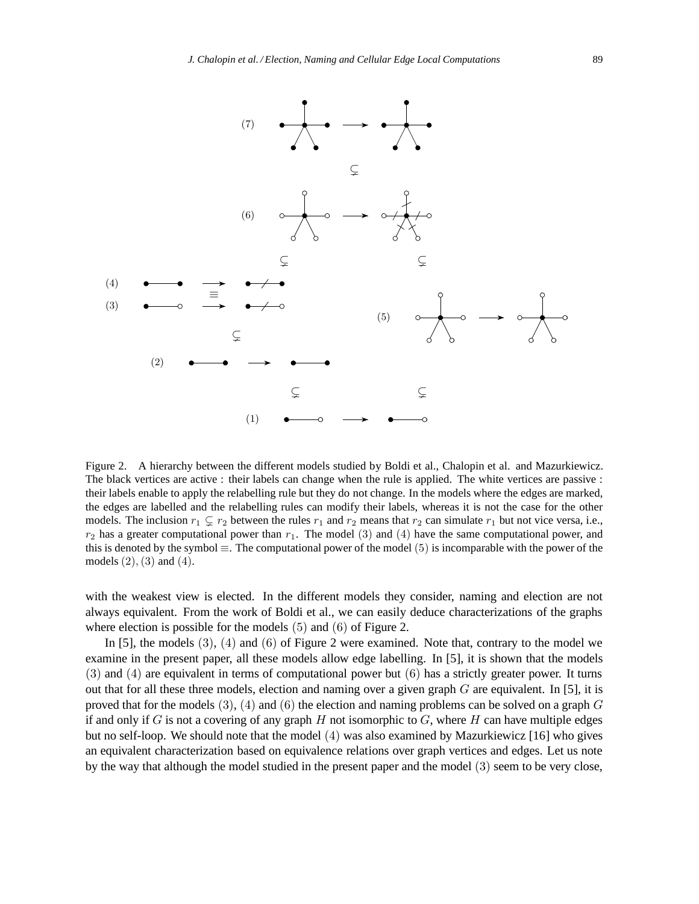(7)

$\subsetneq$

(6)

$\subsetneq$ $\subsetneq$

(4)

$\equiv$

(3)

(5)

$\subsetneq$

(2)

$\subsetneq$ $\subsetneq$

(1)

Figure 2. A hierarchy between the different models studied by Boldi et al., Chalopin et al. and Mazurkiewicz. The black vertices are active : their labels can change when the rule is applied. The white vertices are passive : their labels enable to apply the relabelling rule but they do not change. In the models where the edges are marked, the edges are labelled and the relabelling rules can modify their labels, whereas it is not the case for the other models. The inclusion $r_1 \subsetneq r_2$ between the rules $r_1$ and $r_2$ means that $r_2$ can simulate $r_1$ but not vice versa, i.e., $r_2$ has a greater computational power than $r_1$. The model $(3)$ and $(4)$ have the same computational power, and this is denoted by the symbol $\equiv$. The computational power of the model $(5)$ is incomparable with the power of the models $(2)$, $(3)$ and $(4)$.

with the weakest view is elected. In the different models they consider, naming and election are not always equivalent. From the work of Boldi et al., we can easily deduce characterizations of the graphs where election is possible for the models $(5)$ and $(6)$ of Figure 2.

In [5], the models $(3)$, $(4)$ and $(6)$ of Figure 2 were examined. Note that, contrary to the model we examine in the present paper, all these models allow edge labelling. In [5], it is shown that the models $(3)$ and $(4)$ are equivalent in terms of computational power but $(6)$ has a strictly greater power. It turns out that for all these three models, election and naming over a given graph $G$ are equivalent. In [5], it is proved that for the models $(3)$, $(4)$ and $(6)$ the election and naming problems can be solved on a graph $G$ if and only if $G$ is not a covering of any graph $H$ not isomorphic to $G$, where $H$ can have multiple edges but no self-loop. We should note that the model $(4)$ was also examined by Mazurkiewicz [16] who gives an equivalent characterization based on equivalence relations over graph vertices and edges. Let us note by the way that although the model studied in the present paper and the model $(3)$ seem to be very close,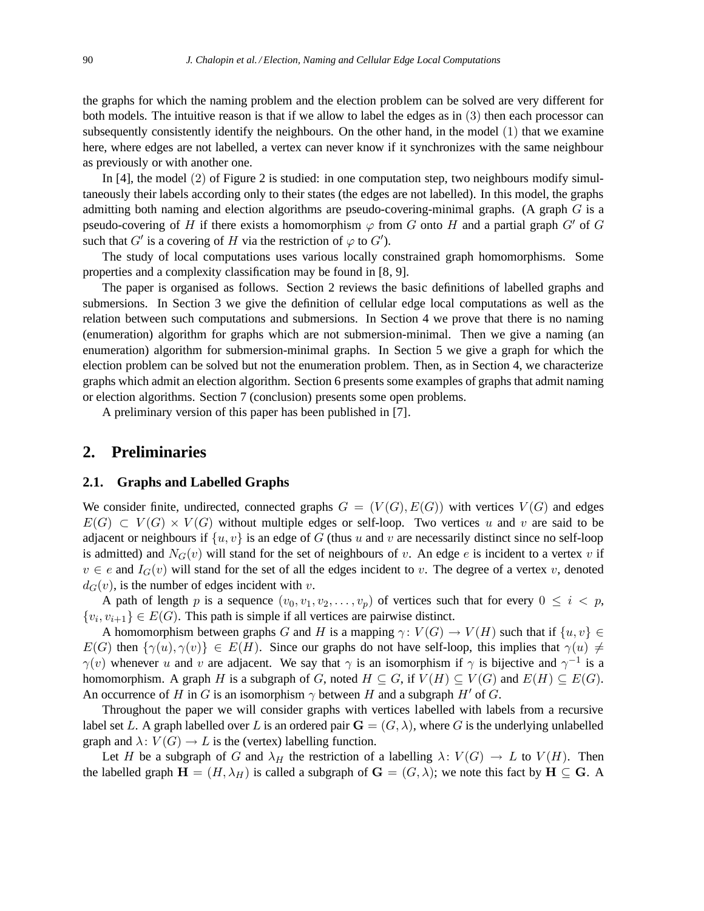the graphs for which the naming problem and the election problem can be solved are very different for both models. The intuitive reason is that if we allow to label the edges as in $(3)$ then each processor can subsequently consistently identify the neighbours. On the other hand, in the model $(1)$ that we examine here, where edges are not labelled, a vertex can never know if it synchronizes with the same neighbour as previously or with another one.

In [4], the model $(2)$ of Figure 2 is studied: in one computation step, two neighbours modify simultaneously their labels according only to their states (the edges are not labelled). In this model, the graphs admitting both naming and election algorithms are pseudo-covering-minimal graphs. (A graph $G$ is a pseudo-covering of $H$ if there exists a homomorphism $\varphi$ from $G$ onto $H$ and a partial graph $G'$ of $G$ such that $G'$ is a covering of $H$ via the restriction of $\varphi$ to $G'$).

The study of local computations uses various locally constrained graph homomorphisms. Some properties and a complexity classification may be found in [8, 9].

The paper is organised as follows. Section 2 reviews the basic definitions of labelled graphs and submersions. In Section 3 we give the definition of cellular edge local computations as well as the relation between such computations and submersions. In Section 4 we prove that there is no naming (enumeration) algorithm for graphs which are not submersion-minimal. Then we give a naming (an enumeration) algorithm for submersion-minimal graphs. In Section 5 we give a graph for which the election problem can be solved but not the enumeration problem. Then, as in Section 4, we characterize graphs which admit an election algorithm. Section 6 presents some examples of graphs that admit naming or election algorithms. Section 7 (conclusion) presents some open problems.

A preliminary version of this paper has been published in [7].

## 2. Preliminaries

### 2.1. Graphs and Labelled Graphs

We consider finite, undirected, connected graphs $G = (V(G), E(G))$ with vertices $V(G)$ and edges $E(G) \subset V(G) \times V(G)$ without multiple edges or self-loop. Two vertices $u$ and $v$ are said to be adjacent or neighbours if $\{u, v\}$ is an edge of $G$ (thus $u$ and $v$ are necessarily distinct since no self-loop is admitted) and $N_G(v)$ will stand for the set of neighbours of $v$. An edge $e$ is incident to a vertex $v$ if $v \in e$ and $I_G(v)$ will stand for the set of all the edges incident to $v$. The degree of a vertex $v$, denoted $d_G(v)$, is the number of edges incident with $v$.

A path of length $p$ is a sequence $(v_0, v_1, v_2, \dots, v_p)$ of vertices such that for every $0 \leq i < p$, $\{v_i, v_{i+1}\} \in E(G)$. This path is simple if all vertices are pairwise distinct.

A homomorphism between graphs $G$ and $H$ is a mapping $\gamma \colon V(G) \to V(H)$ such that if $\{u, v\} \in E(G)$ then $\{\gamma(u), \gamma(v)\} \in E(H)$. Since our graphs do not have self-loop, this implies that $\gamma(u) \neq \gamma(v)$ whenever $u$ and $v$ are adjacent. We say that $\gamma$ is an isomorphism if $\gamma$ is bijective and $\gamma^{-1}$ is a homomorphism. A graph $H$ is a subgraph of $G$, noted $H \subseteq G$, if $V(H) \subseteq V(G)$ and $E(H) \subseteq E(G)$. An occurrence of $H$ in $G$ is an isomorphism $\gamma$ between $H$ and a subgraph $H'$ of $G$.

Throughout the paper we will consider graphs with vertices labelled with labels from a recursive label set $L$. A graph labelled over $L$ is an ordered pair $\mathbf{G} = (G, \lambda)$, where $G$ is the underlying unlabelled graph and $\lambda \colon V(G) \to L$ is the (vertex) labelling function.

Let $H$ be a subgraph of $G$ and $\lambda_H$ the restriction of a labelling $\lambda \colon V(G) \to L$ to $V(H)$. Then the labelled graph $\mathbf{H} = (H, \lambda_H)$ is called a subgraph of $\mathbf{G} = (G, \lambda)$; we note this fact by $\mathbf{H} \subseteq \mathbf{G}$. A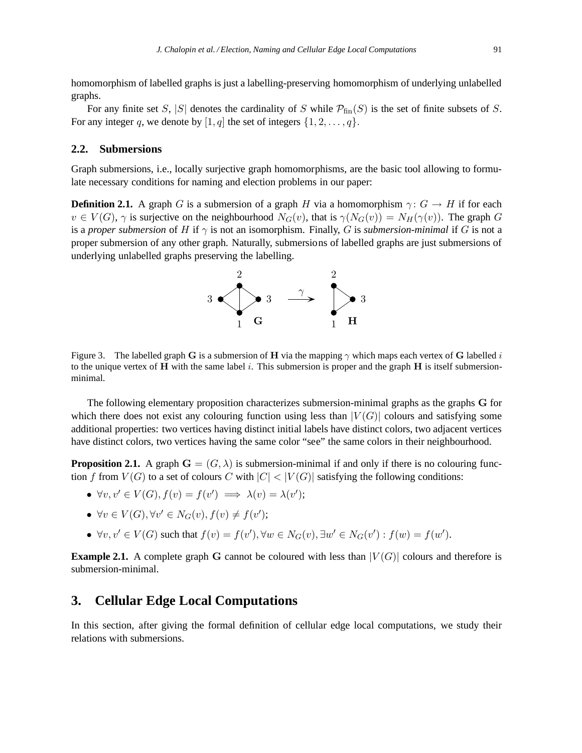homomorphism of labelled graphs is just a labelling-preserving homomorphism of underlying unlabelled graphs.

For any finite set $S$, $|S|$ denotes the cardinality of $S$ while $\mathcal{P}_{\text{fin}}(S)$ is the set of finite subsets of $S$. For any integer $q$, we denote by $[1, q]$ the set of integers $\{1, 2, \ldots, q\}$.

### 2.2. Submersions

Graph submersions, i.e., locally surjective graph homomorphisms, are the basic tool allowing to formulate necessary conditions for naming and election problems in our paper:

**Definition 2.1.** A graph $G$ is a submersion of a graph $H$ via a homomorphism $\gamma\colon G \to H$ if for each $v \in V(G)$, $\gamma$ is surjective on the neighbourhood $N_G(v)$, that is $\gamma(N_G(v)) = N_H(\gamma(v))$. The graph $G$ is a *proper submersion* of $H$ if $\gamma$ is not an isomorphism. Finally, $G$ is *submersion-minimal* if $G$ is not a proper submersion of any other graph. Naturally, submersions of labelled graphs are just submersions of underlying unlabelled graphs preserving the labelling.

2

3 3 $\gamma$ 3

1 **G** 1 **H**

Figure 3. The labelled graph $\mathbf{G}$ is a submersion of $\mathbf{H}$ via the mapping $\gamma$ which maps each vertex of $\mathbf{G}$ labelled $i$ to the unique vertex of $\mathbf{H}$ with the same label $i$. This submersion is proper and the graph $\mathbf{H}$ is itself submersion-minimal.

The following elementary proposition characterizes submersion-minimal graphs as the graphs $\mathbf{G}$ for which there does not exist any colouring function using less than $|V(G)|$ colours and satisfying some additional properties: two vertices having distinct initial labels have distinct colors, two adjacent vertices have distinct colors, two vertices having the same color "see" the same colors in their neighbourhood.

**Proposition 2.1.** A graph $\mathbf{G} = (G, \lambda)$ is submersion-minimal if and only if there is no colouring function $f$ from $V(G)$ to a set of colours $C$ with $|C| < |V(G)|$ satisfying the following conditions:

- $\forall v, v' \in V(G), f(v) = f(v') \implies \lambda(v) = \lambda(v')$;
- $\forall v \in V(G), \forall v' \in N_G(v), f(v) \neq f(v')$;
- $\forall v, v' \in V(G)$ such that $f(v) = f(v'), \forall w \in N_G(v), \exists w' \in N_G(v') : f(w) = f(w')$.

**Example 2.1.** A complete graph $\mathbf{G}$ cannot be coloured with less than $|V(G)|$ colours and therefore is submersion-minimal.

## 3. Cellular Edge Local Computations

In this section, after giving the formal definition of cellular edge local computations, we study their relations with submersions.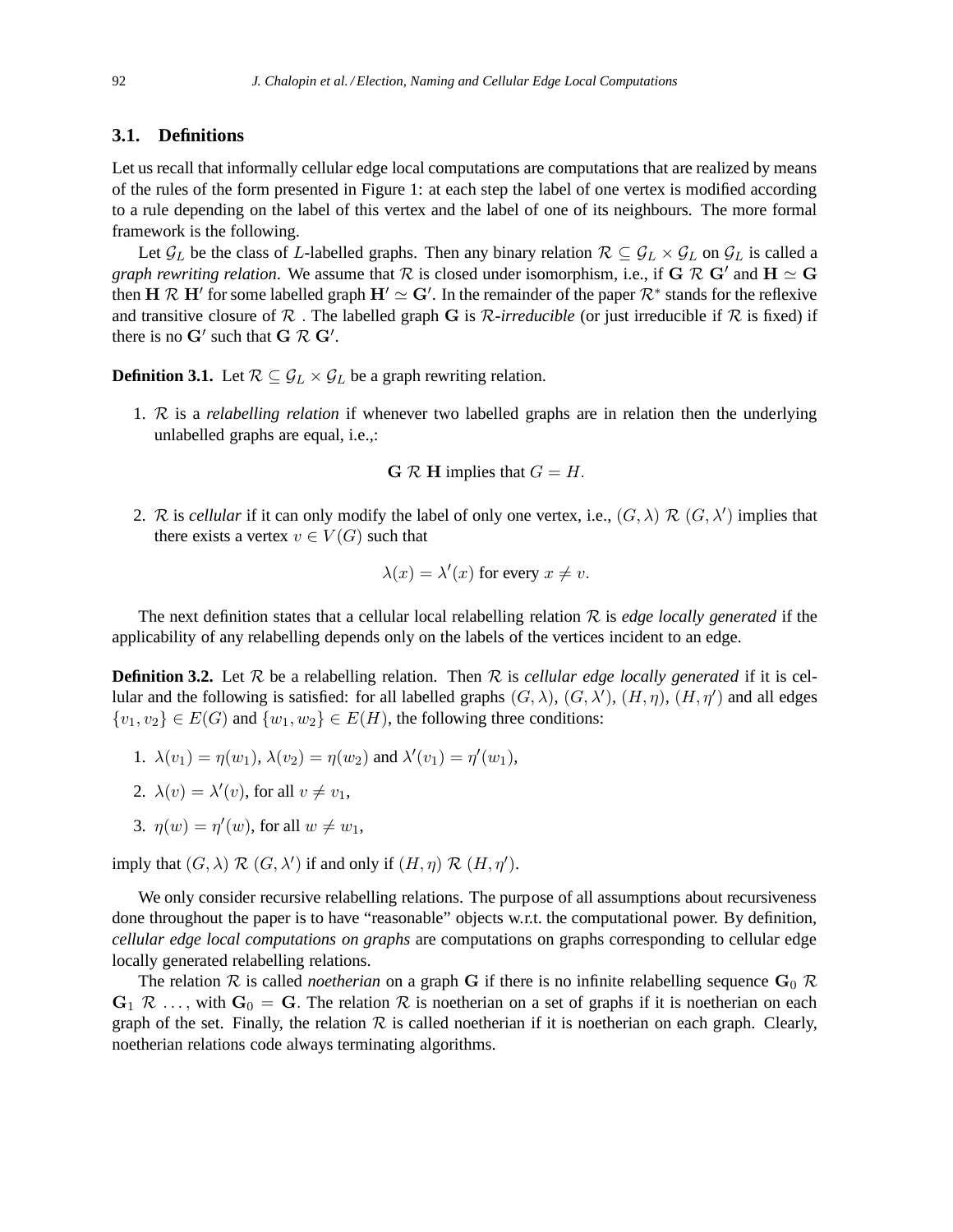### 3.1. Definitions

Let us recall that informally cellular edge local computations are computations that are realized by means of the rules of the form presented in Figure 1: at each step the label of one vertex is modified according to a rule depending on the label of this vertex and the label of one of its neighbours. The more formal framework is the following.

Let $\mathcal{G}_L$ be the class of $L$-labelled graphs. Then any binary relation $\mathcal{R} \subseteq \mathcal{G}_L \times \mathcal{G}_L$ on $\mathcal{G}_L$ is called a *graph rewriting relation*. We assume that $\mathcal{R}$ is closed under isomorphism, i.e., if $\mathbf{G}\ \mathcal{R}\ \mathbf{G}'$ and $\mathbf{H} \simeq \mathbf{G}$ then $\mathbf{H}\ \mathcal{R}\ \mathbf{H}'$ for some labelled graph $\mathbf{H}' \simeq \mathbf{G}'$. In the remainder of the paper $\mathcal{R}^*$ stands for the reflexive and transitive closure of $\mathcal{R}$ . The labelled graph $\mathbf{G}$ is $\mathcal{R}$*-irreducible* (or just irreducible if $\mathcal{R}$ is fixed) if there is no $\mathbf{G}'$ such that $\mathbf{G}\ \mathcal{R}\ \mathbf{G}'$.

**Definition 3.1.** Let $\mathcal{R} \subseteq \mathcal{G}_L \times \mathcal{G}_L$ be a graph rewriting relation.

1. $\mathcal{R}$ is a *relabelling relation* if whenever two labelled graphs are in relation then the underlying unlabelled graphs are equal, i.e.,:

$$\mathbf{G}\ \mathcal{R}\ \mathbf{H} \text{ implies that } G = H.$$

2. $\mathcal{R}$ is *cellular* if it can only modify the label of only one vertex, i.e., $(G, \lambda)\ \mathcal{R}\ (G, \lambda')$ implies that there exists a vertex $v \in V(G)$ such that

$$\lambda(x) = \lambda'(x) \text{ for every } x \neq v.$$

The next definition states that a cellular local relabelling relation $\mathcal{R}$ is *edge locally generated* if the applicability of any relabelling depends only on the labels of the vertices incident to an edge.

**Definition 3.2.** Let $\mathcal{R}$ be a relabelling relation. Then $\mathcal{R}$ is *cellular edge locally generated* if it is cellular and the following is satisfied: for all labelled graphs $(G, \lambda)$, $(G, \lambda')$, $(H, \eta)$, $(H, \eta')$ and all edges $\{v_1, v_2\} \in E(G)$ and $\{w_1, w_2\} \in E(H)$, the following three conditions:

1. $\lambda(v_1) = \eta(w_1)$, $\lambda(v_2) = \eta(w_2)$ and $\lambda'(v_1) = \eta'(w_1)$,
2. $\lambda(v) = \lambda'(v)$, for all $v \neq v_1$,
3. $\eta(w) = \eta'(w)$, for all $w \neq w_1$,

imply that $(G, \lambda)\ \mathcal{R}\ (G, \lambda')$ if and only if $(H, \eta)\ \mathcal{R}\ (H, \eta')$.

We only consider recursive relabelling relations. The purpose of all assumptions about recursiveness done throughout the paper is to have "reasonable" objects w.r.t. the computational power. By definition, *cellular edge local computations on graphs* are computations on graphs corresponding to cellular edge locally generated relabelling relations.

The relation $\mathcal{R}$ is called *noetherian* on a graph $\mathbf{G}$ if there is no infinite relabelling sequence $\mathbf{G}_0\ \mathcal{R}\ \mathbf{G}_1\ \mathcal{R}\ \ldots$, with $\mathbf{G}_0 = \mathbf{G}$. The relation $\mathcal{R}$ is noetherian on a set of graphs if it is noetherian on each graph of the set. Finally, the relation $\mathcal{R}$ is called noetherian if it is noetherian on each graph. Clearly, noetherian relations code always terminating algorithms.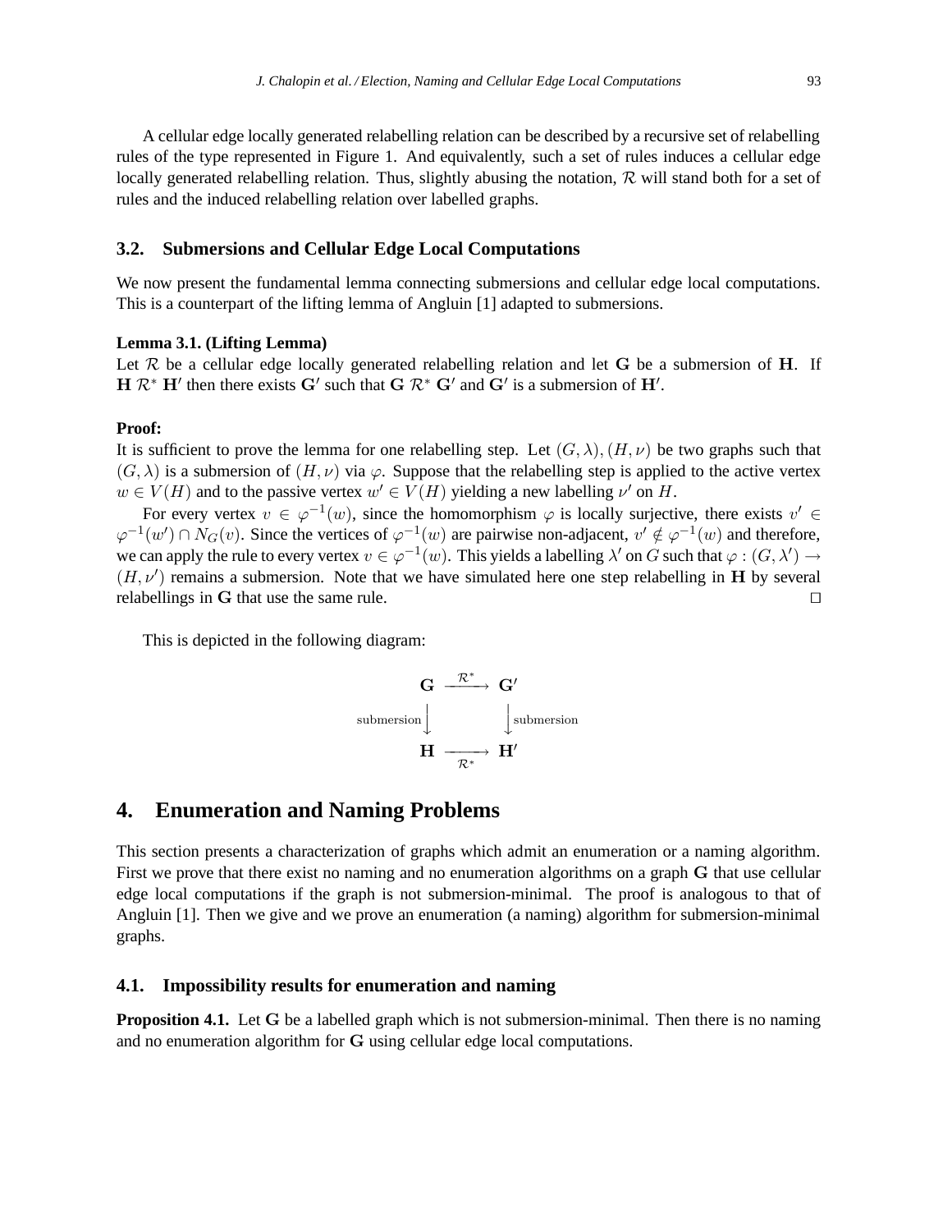A cellular edge locally generated relabelling relation can be described by a recursive set of relabelling rules of the type represented in Figure 1. And equivalently, such a set of rules induces a cellular edge locally generated relabelling relation. Thus, slightly abusing the notation, $\mathcal{R}$ will stand both for a set of rules and the induced relabelling relation over labelled graphs.

### 3.2. Submersions and Cellular Edge Local Computations

We now present the fundamental lemma connecting submersions and cellular edge local computations. This is a counterpart of the lifting lemma of Angluin [1] adapted to submersions.

**Lemma 3.1. (Lifting Lemma)**
Let $\mathcal{R}$ be a cellular edge locally generated relabelling relation and let $\mathbf{G}$ be a submersion of $\mathbf{H}$. If $\mathbf{H}\ \mathcal{R}^*\ \mathbf{H}'$ then there exists $\mathbf{G}'$ such that $\mathbf{G}\ \mathcal{R}^*\ \mathbf{G}'$ and $\mathbf{G}'$ is a submersion of $\mathbf{H}'$.

**Proof:**
It is sufficient to prove the lemma for one relabelling step. Let $(G, \lambda), (H, \nu)$ be two graphs such that $(G, \lambda)$ is a submersion of $(H, \nu)$ via $\varphi$. Suppose that the relabelling step is applied to the active vertex $w \in V(H)$ and to the passive vertex $w' \in V(H)$ yielding a new labelling $\nu'$ on $H$.

For every vertex $v \in \varphi^{-1}(w)$, since the homomorphism $\varphi$ is locally surjective, there exists $v' \in \varphi^{-1}(w') \cap N_G(v)$. Since the vertices of $\varphi^{-1}(w)$ are pairwise non-adjacent, $v' \notin \varphi^{-1}(w)$ and therefore, we can apply the rule to every vertex $v \in \varphi^{-1}(w)$. This yields a labelling $\lambda'$ on $G$ such that $\varphi : (G, \lambda') \to (H, \nu')$ remains a submersion. Note that we have simulated here one step relabelling in $\mathbf{H}$ by several relabellings in $\mathbf{G}$ that use the same rule. ◻

This is depicted in the following diagram:

$$\begin{array}{ccc}
\mathbf{G} & \xrightarrow{\mathcal{R}^*} & \mathbf{G}' \\
\text{submersion} \downarrow & & \downarrow \text{submersion} \\
\mathbf{H} & \xrightarrow[\mathcal{R}^*]{} & \mathbf{H}'
\end{array}$$

## 4. Enumeration and Naming Problems

This section presents a characterization of graphs which admit an enumeration or a naming algorithm. First we prove that there exist no naming and no enumeration algorithms on a graph $\mathbf{G}$ that use cellular edge local computations if the graph is not submersion-minimal. The proof is analogous to that of Angluin [1]. Then we give and we prove an enumeration (a naming) algorithm for submersion-minimal graphs.

### 4.1. Impossibility results for enumeration and naming

**Proposition 4.1.** Let $\mathbf{G}$ be a labelled graph which is not submersion-minimal. Then there is no naming and no enumeration algorithm for $\mathbf{G}$ using cellular edge local computations.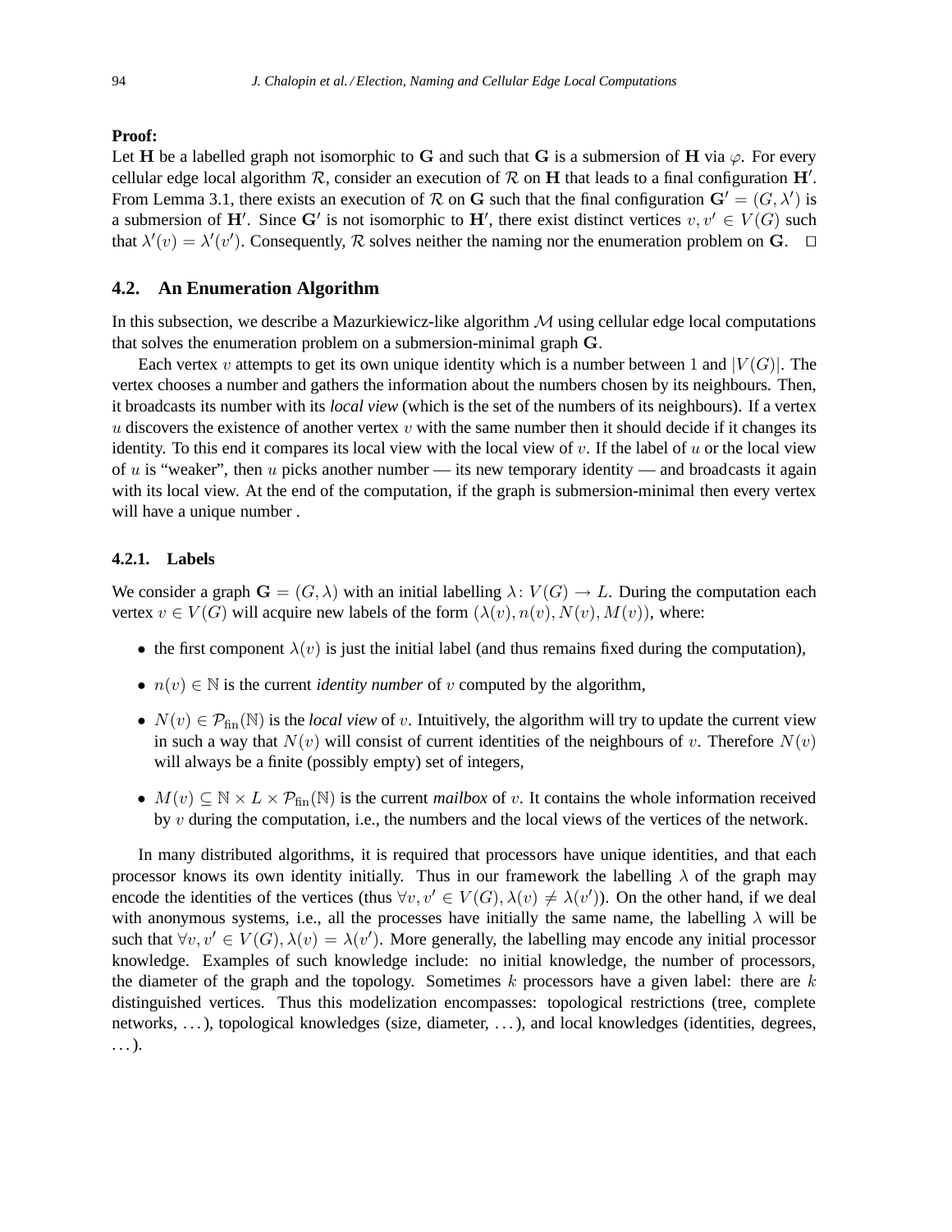**Proof:**

Let $\mathbf{H}$ be a labelled graph not isomorphic to $\mathbf{G}$ and such that $\mathbf{G}$ is a submersion of $\mathbf{H}$ via $\varphi$. For every cellular edge local algorithm $\mathcal{R}$, consider an execution of $\mathcal{R}$ on $\mathbf{H}$ that leads to a final configuration $\mathbf{H}'$. From Lemma 3.1, there exists an execution of $\mathcal{R}$ on $\mathbf{G}$ such that the final configuration $\mathbf{G}' = (G, \lambda')$ is a submersion of $\mathbf{H}'$. Since $\mathbf{G}'$ is not isomorphic to $\mathbf{H}'$, there exist distinct vertices $v, v' \in V(G)$ such that $\lambda'(v) = \lambda'(v')$. Consequently, $\mathcal{R}$ solves neither the naming nor the enumeration problem on $\mathbf{G}$. $\square$

## 4.2. An Enumeration Algorithm

In this subsection, we describe a Mazurkiewicz-like algorithm $\mathcal{M}$ using cellular edge local computations that solves the enumeration problem on a submersion-minimal graph $\mathbf{G}$.

Each vertex $v$ attempts to get its own unique identity which is a number between 1 and $|V(G)|$. The vertex chooses a number and gathers the information about the numbers chosen by its neighbours. Then, it broadcasts its number with its *local view* (which is the set of the numbers of its neighbours). If a vertex $u$ discovers the existence of another vertex $v$ with the same number then it should decide if it changes its identity. To this end it compares its local view with the local view of $v$. If the label of $u$ or the local view of $u$ is "weaker", then $u$ picks another number — its new temporary identity — and broadcasts it again with its local view. At the end of the computation, if the graph is submersion-minimal then every vertex will have a unique number .

### 4.2.1. Labels

We consider a graph $\mathbf{G} = (G, \lambda)$ with an initial labelling $\lambda \colon V(G) \to L$. During the computation each vertex $v \in V(G)$ will acquire new labels of the form $(\lambda(v), n(v), N(v), M(v))$, where:

- the first component $\lambda(v)$ is just the initial label (and thus remains fixed during the computation),
- $n(v) \in \mathbb{N}$ is the current *identity number* of $v$ computed by the algorithm,
- $N(v) \in \mathcal{P}_{\text{fin}}(\mathbb{N})$ is the *local view* of $v$. Intuitively, the algorithm will try to update the current view in such a way that $N(v)$ will consist of current identities of the neighbours of $v$. Therefore $N(v)$ will always be a finite (possibly empty) set of integers,
- $M(v) \subseteq \mathbb{N} \times L \times \mathcal{P}_{\text{fin}}(\mathbb{N})$ is the current *mailbox* of $v$. It contains the whole information received by $v$ during the computation, i.e., the numbers and the local views of the vertices of the network.

In many distributed algorithms, it is required that processors have unique identities, and that each processor knows its own identity initially. Thus in our framework the labelling $\lambda$ of the graph may encode the identities of the vertices (thus $\forall v, v' \in V(G), \lambda(v) \neq \lambda(v')$). On the other hand, if we deal with anonymous systems, i.e., all the processes have initially the same name, the labelling $\lambda$ will be such that $\forall v, v' \in V(G), \lambda(v) = \lambda(v')$. More generally, the labelling may encode any initial processor knowledge. Examples of such knowledge include: no initial knowledge, the number of processors, the diameter of the graph and the topology. Sometimes $k$ processors have a given label: there are $k$ distinguished vertices. Thus this modelization encompasses: topological restrictions (tree, complete networks, ...), topological knowledges (size, diameter, ...), and local knowledges (identities, degrees, ...).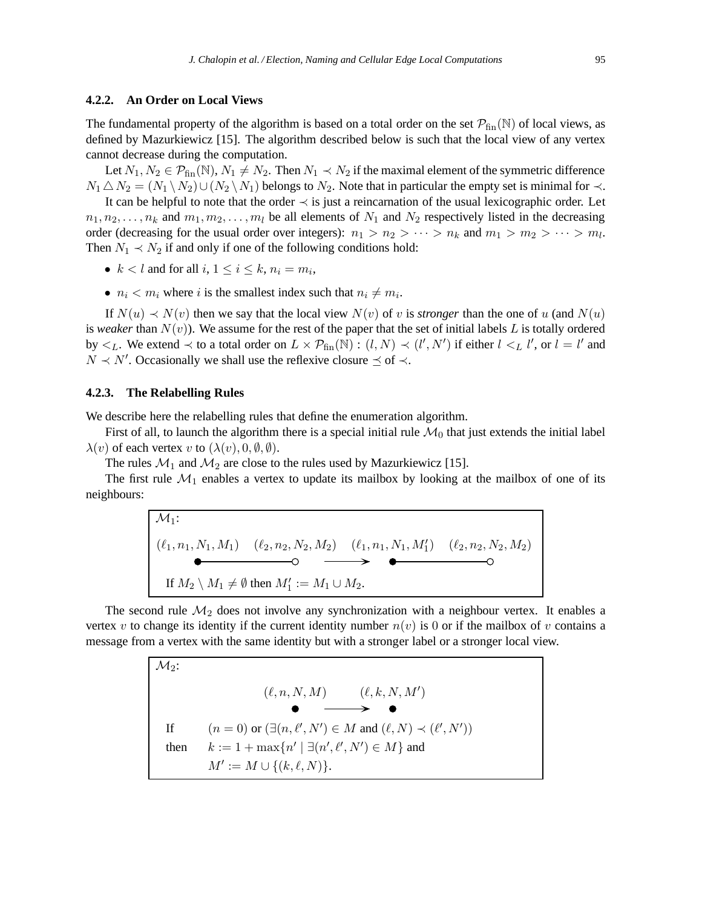### 4.2.2. An Order on Local Views

The fundamental property of the algorithm is based on a total order on the set $\mathcal{P}_{\text{fin}}(\mathbb{N})$ of local views, as defined by Mazurkiewicz [15]. The algorithm described below is such that the local view of any vertex cannot decrease during the computation.

Let $N_1, N_2 \in \mathcal{P}_{\text{fin}}(\mathbb{N})$, $N_1 \neq N_2$. Then $N_1 \prec N_2$ if the maximal element of the symmetric difference $N_1 \triangle N_2 = (N_1 \setminus N_2) \cup (N_2 \setminus N_1)$ belongs to $N_2$. Note that in particular the empty set is minimal for $\prec$.

It can be helpful to note that the order $\prec$ is just a reincarnation of the usual lexicographic order. Let $n_1, n_2, \ldots, n_k$ and $m_1, m_2, \ldots, m_l$ be all elements of $N_1$ and $N_2$ respectively listed in the decreasing order (decreasing for the usual order over integers): $n_1 > n_2 > \cdots > n_k$ and $m_1 > m_2 > \cdots > m_l$. Then $N_1 \prec N_2$ if and only if one of the following conditions hold:

- $k < l$ and for all $i$, $1 \leq i \leq k$, $n_i = m_i$,
- $n_i < m_i$ where $i$ is the smallest index such that $n_i \neq m_i$.

If $N(u) \prec N(v)$ then we say that the local view $N(v)$ of $v$ is *stronger* than the one of $u$ (and $N(u)$ is *weaker* than $N(v)$). We assume for the rest of the paper that the set of initial labels $L$ is totally ordered by $<_L$. We extend $\prec$ to a total order on $L \times \mathcal{P}_{\text{fin}}(\mathbb{N})$ : $(l, N) \prec (l', N')$ if either $l <_L l'$, or $l = l'$ and $N \prec N'$. Occasionally we shall use the reflexive closure $\preceq$ of $\prec$.

### 4.2.3. The Relabelling Rules

We describe here the relabelling rules that define the enumeration algorithm.

First of all, to launch the algorithm there is a special initial rule $\mathcal{M}_0$ that just extends the initial label $\lambda(v)$ of each vertex $v$ to $(\lambda(v), 0, \emptyset, \emptyset)$.

The rules $\mathcal{M}_1$ and $\mathcal{M}_2$ are close to the rules used by Mazurkiewicz [15].

The first rule $\mathcal{M}_1$ enables a vertex to update its mailbox by looking at the mailbox of one of its neighbours:

$\mathcal{M}_1$:

$$(\ell_1, n_1, N_1, M_1) \quad (\ell_2, n_2, N_2, M_2) \longrightarrow (\ell_1, n_1, N_1, M_1') \quad (\ell_2, n_2, N_2, M_2)$$

If $M_2 \setminus M_1 \neq \emptyset$ then $M_1' := M_1 \cup M_2$.

The second rule $\mathcal{M}_2$ does not involve any synchronization with a neighbour vertex. It enables a vertex $v$ to change its identity if the current identity number $n(v)$ is 0 or if the mailbox of $v$ contains a message from a vertex with the same identity but with a stronger label or a stronger local view.

$\mathcal{M}_2$:

$$(\ell, n, N, M) \longrightarrow (\ell, k, N, M')$$

If $(n = 0)$ or $(\exists (n, \ell', N') \in M$ and $(\ell, N) \prec (\ell', N'))$

then $k := 1 + \max\{n' \mid \exists (n', \ell', N') \in M\}$ and

$M' := M \cup \{(k, \ell, N)\}$.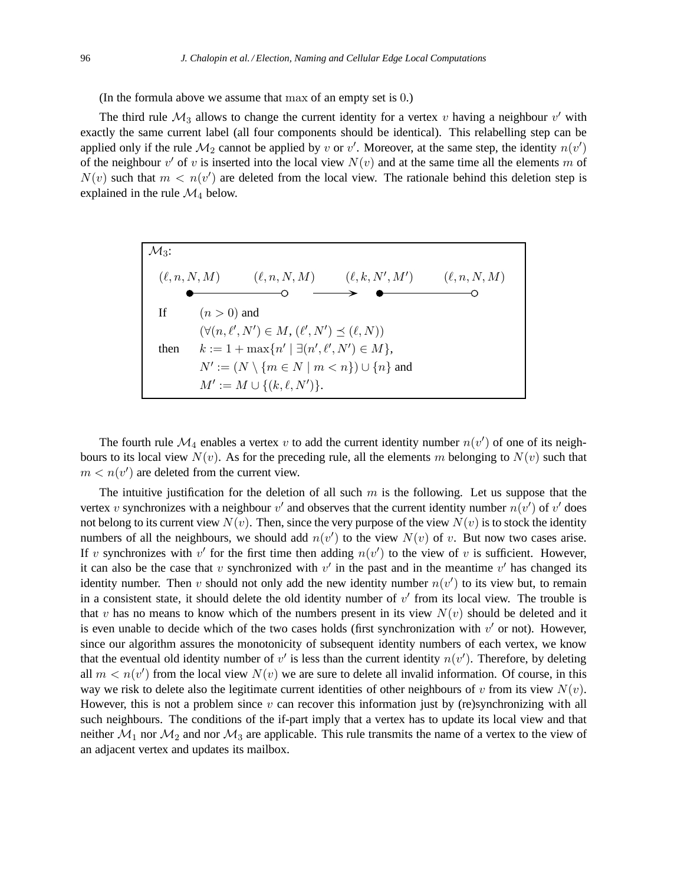(In the formula above we assume that $\max$ of an empty set is $0$.)

The third rule $\mathcal{M}_3$ allows to change the current identity for a vertex $v$ having a neighbour $v'$ with exactly the same current label (all four components should be identical). This relabelling step can be applied only if the rule $\mathcal{M}_2$ cannot be applied by $v$ or $v'$. Moreover, at the same step, the identity $n(v')$ of the neighbour $v'$ of $v$ is inserted into the local view $N(v)$ and at the same time all the elements $m$ of $N(v)$ such that $m < n(v')$ are deleted from the local view. The rationale behind this deletion step is explained in the rule $\mathcal{M}_4$ below.

$\mathcal{M}_3$:

$$(\ell, n, N, M) \bullet\!\!-\!\!-\!\!\circ (\ell, n, N, M) \longrightarrow (\ell, k, N', M') \bullet\!\!-\!\!-\!\!\circ (\ell, n, N, M)$$

If $(n > 0)$ and
$(\forall (n, \ell', N') \in M, (\ell', N') \preceq (\ell, N))$
then $k := 1 + \max\{n' \mid \exists (n', \ell', N') \in M\}$,
$N' := (N \setminus \{m \in N \mid m < n\}) \cup \{n\}$ and
$M' := M \cup \{(k, \ell, N')\}$.

The fourth rule $\mathcal{M}_4$ enables a vertex $v$ to add the current identity number $n(v')$ of one of its neighbours to its local view $N(v)$. As for the preceding rule, all the elements $m$ belonging to $N(v)$ such that $m < n(v')$ are deleted from the current view.

The intuitive justification for the deletion of all such $m$ is the following. Let us suppose that the vertex $v$ synchronizes with a neighbour $v'$ and observes that the current identity number $n(v')$ of $v'$ does not belong to its current view $N(v)$. Then, since the very purpose of the view $N(v)$ is to stock the identity numbers of all the neighbours, we should add $n(v')$ to the view $N(v)$ of $v$. But now two cases arise. If $v$ synchronizes with $v'$ for the first time then adding $n(v')$ to the view of $v$ is sufficient. However, it can also be the case that $v$ synchronized with $v'$ in the past and in the meantime $v'$ has changed its identity number. Then $v$ should not only add the new identity number $n(v')$ to its view but, to remain in a consistent state, it should delete the old identity number of $v'$ from its local view. The trouble is that $v$ has no means to know which of the numbers present in its view $N(v)$ should be deleted and it is even unable to decide which of the two cases holds (first synchronization with $v'$ or not). However, since our algorithm assures the monotonicity of subsequent identity numbers of each vertex, we know that the eventual old identity number of $v'$ is less than the current identity $n(v')$. Therefore, by deleting all $m < n(v')$ from the local view $N(v)$ we are sure to delete all invalid information. Of course, in this way we risk to delete also the legitimate current identities of other neighbours of $v$ from its view $N(v)$. However, this is not a problem since $v$ can recover this information just by (re)synchronizing with all such neighbours. The conditions of the if-part imply that a vertex has to update its local view and that neither $\mathcal{M}_1$ nor $\mathcal{M}_2$ and nor $\mathcal{M}_3$ are applicable. This rule transmits the name of a vertex to the view of an adjacent vertex and updates its mailbox.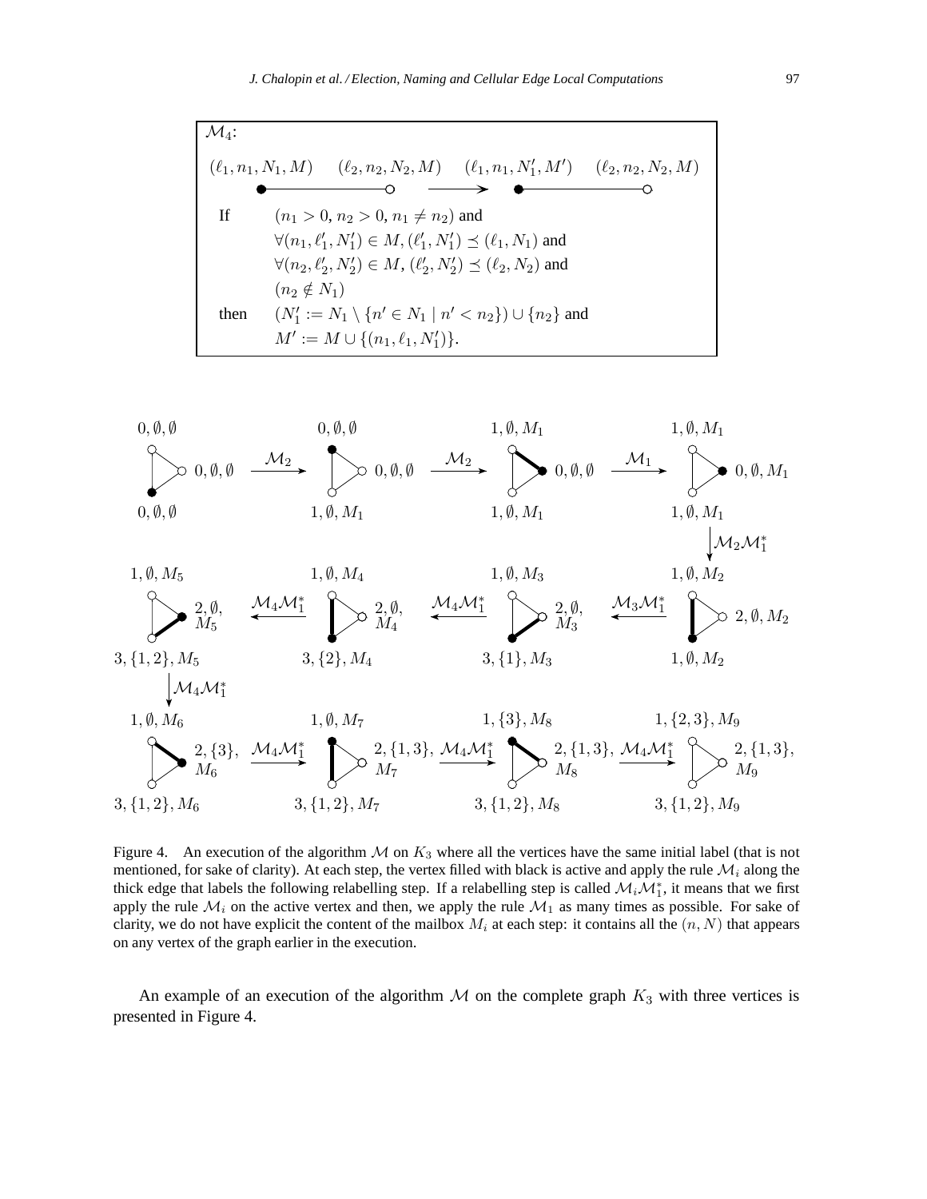$\mathcal{M}_4$:

$$(\ell_1, n_1, N_1, M) \quad (\ell_2, n_2, N_2, M) \longrightarrow (\ell_1, n_1, N_1', M') \quad (\ell_2, n_2, N_2, M)$$

If $(n_1 > 0, n_2 > 0, n_1 \neq n_2)$ and
$\forall (n_1, \ell_1', N_1') \in M, (\ell_1', N_1') \preceq (\ell_1, N_1)$ and
$\forall (n_2, \ell_2', N_2') \in M, (\ell_2', N_2') \preceq (\ell_2, N_2)$ and
$(n_2 \notin N_1)$

then $(N_1' := N_1 \setminus \{n' \in N_1 \mid n' < n_2\}) \cup \{n_2\}$ and
$M' := M \cup \{(n_1, \ell_1, N_1')\}$.

Figure 4. An execution of the algorithm $\mathcal{M}$ on $K_3$ where all the vertices have the same initial label (that is not mentioned, for sake of clarity). At each step, the vertex filled with black is active and apply the rule $\mathcal{M}_i$ along the thick edge that labels the following relabelling step. If a relabelling step is called $\mathcal{M}_i\mathcal{M}_1^*$, it means that we first apply the rule $\mathcal{M}_i$ on the active vertex and then, we apply the rule $\mathcal{M}_1$ as many times as possible. For sake of clarity, we do not have explicit the content of the mailbox $M_i$ at each step: it contains all the $(n, N)$ that appears on any vertex of the graph earlier in the execution.

An example of an execution of the algorithm $\mathcal{M}$ on the complete graph $K_3$ with three vertices is presented in Figure 4.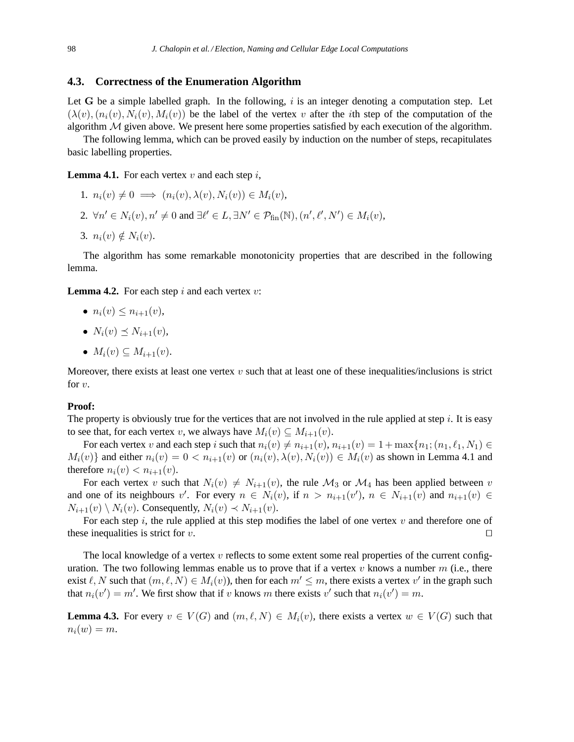### 4.3. Correctness of the Enumeration Algorithm

Let $\mathbf{G}$ be a simple labelled graph. In the following, $i$ is an integer denoting a computation step. Let $(\lambda(v), (n_i(v), N_i(v), M_i(v))$ be the label of the vertex $v$ after the $i$th step of the computation of the algorithm $\mathcal{M}$ given above. We present here some properties satisfied by each execution of the algorithm.

The following lemma, which can be proved easily by induction on the number of steps, recapitulates basic labelling properties.

**Lemma 4.1.** For each vertex $v$ and each step $i$,

1. $n_i(v) \neq 0 \implies (n_i(v), \lambda(v), N_i(v)) \in M_i(v)$,
2. $\forall n' \in N_i(v), n' \neq 0$ and $\exists \ell' \in L, \exists N' \in \mathcal{P}_{\text{fin}}(\mathbb{N}), (n', \ell', N') \in M_i(v)$,
3. $n_i(v) \notin N_i(v)$.

The algorithm has some remarkable monotonicity properties that are described in the following lemma.

**Lemma 4.2.** For each step $i$ and each vertex $v$:

- $n_i(v) \leq n_{i+1}(v)$,
- $N_i(v) \preceq N_{i+1}(v)$,
- $M_i(v) \subseteq M_{i+1}(v)$.

Moreover, there exists at least one vertex $v$ such that at least one of these inequalities/inclusions is strict for $v$.

**Proof:**
The property is obviously true for the vertices that are not involved in the rule applied at step $i$. It is easy to see that, for each vertex $v$, we always have $M_i(v) \subseteq M_{i+1}(v)$.

For each vertex $v$ and each step $i$ such that $n_i(v) \neq n_{i+1}(v)$, $n_{i+1}(v) = 1 + \max\{n_1; (n_1, \ell_1, N_1) \in M_i(v)\}$ and either $n_i(v) = 0 < n_{i+1}(v)$ or $(n_i(v), \lambda(v), N_i(v)) \in M_i(v)$ as shown in Lemma 4.1 and therefore $n_i(v) < n_{i+1}(v)$.

For each vertex $v$ such that $N_i(v) \neq N_{i+1}(v)$, the rule $\mathcal{M}_3$ or $\mathcal{M}_4$ has been applied between $v$ and one of its neighbours $v'$. For every $n \in N_i(v)$, if $n > n_{i+1}(v')$, $n \in N_{i+1}(v)$ and $n_{i+1}(v) \in N_{i+1}(v) \setminus N_i(v)$. Consequently, $N_i(v) \prec N_{i+1}(v)$.

For each step $i$, the rule applied at this step modifies the label of one vertex $v$ and therefore one of these inequalities is strict for $v$. $\square$

The local knowledge of a vertex $v$ reflects to some extent some real properties of the current configuration. The two following lemmas enable us to prove that if a vertex $v$ knows a number $m$ (i.e., there exist $\ell, N$ such that $(m, \ell, N) \in M_i(v)$), then for each $m' \leq m$, there exists a vertex $v'$ in the graph such that $n_i(v') = m'$. We first show that if $v$ knows $m$ there exists $v'$ such that $n_i(v') = m$.

**Lemma 4.3.** For every $v \in V(G)$ and $(m, \ell, N) \in M_i(v)$, there exists a vertex $w \in V(G)$ such that $n_i(w) = m$.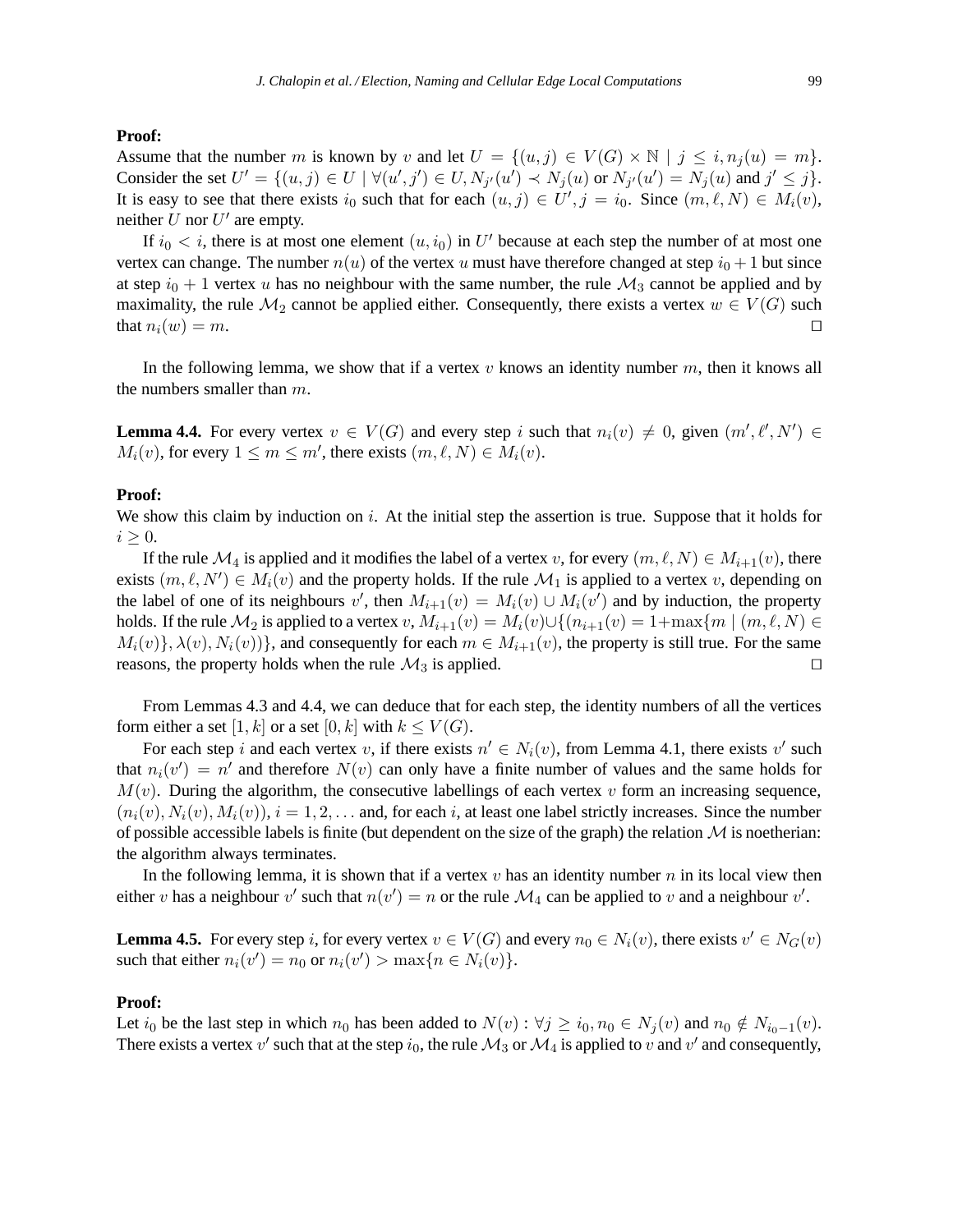**Proof:**
Assume that the number $m$ is known by $v$ and let $U = \{(u, j) \in V(G) \times \mathbb{N} \mid j \leq i, n_j(u) = m\}$. Consider the set $U' = \{(u, j) \in U \mid \forall (u', j') \in U, N_{j'}(u') \prec N_j(u)$ or $N_{j'}(u') = N_j(u)$ and $j' \leq j\}$. It is easy to see that there exists $i_0$ such that for each $(u, j) \in U', j = i_0$. Since $(m, \ell, N) \in M_i(v)$, neither $U$ nor $U'$ are empty.

If $i_0 < i$, there is at most one element $(u, i_0)$ in $U'$ because at each step the number of at most one vertex can change. The number $n(u)$ of the vertex $u$ must have therefore changed at step $i_0 + 1$ but since at step $i_0 + 1$ vertex $u$ has no neighbour with the same number, the rule $\mathcal{M}_3$ cannot be applied and by maximality, the rule $\mathcal{M}_2$ cannot be applied either. Consequently, there exists a vertex $w \in V(G)$ such that $n_i(w) = m$. ◻

In the following lemma, we show that if a vertex $v$ knows an identity number $m$, then it knows all the numbers smaller than $m$.

**Lemma 4.4.** For every vertex $v \in V(G)$ and every step $i$ such that $n_i(v) \neq 0$, given $(m', \ell', N') \in M_i(v)$, for every $1 \leq m \leq m'$, there exists $(m, \ell, N) \in M_i(v)$.

**Proof:**
We show this claim by induction on $i$. At the initial step the assertion is true. Suppose that it holds for $i \geq 0$.

If the rule $\mathcal{M}_4$ is applied and it modifies the label of a vertex $v$, for every $(m, \ell, N) \in M_{i+1}(v)$, there exists $(m, \ell, N') \in M_i(v)$ and the property holds. If the rule $\mathcal{M}_1$ is applied to a vertex $v$, depending on the label of one of its neighbours $v'$, then $M_{i+1}(v) = M_i(v) \cup M_i(v')$ and by induction, the property holds. If the rule $\mathcal{M}_2$ is applied to a vertex $v$, $M_{i+1}(v) = M_i(v) \cup \{(n_{i+1}(v) = 1 + \max\{m \mid (m, \ell, N) \in M_i(v)\}, \lambda(v), N_i(v))\}$, and consequently for each $m \in M_{i+1}(v)$, the property is still true. For the same reasons, the property holds when the rule $\mathcal{M}_3$ is applied. ◻

From Lemmas 4.3 and 4.4, we can deduce that for each step, the identity numbers of all the vertices form either a set $[1, k]$ or a set $[0, k]$ with $k \leq V(G)$.

For each step $i$ and each vertex $v$, if there exists $n' \in N_i(v)$, from Lemma 4.1, there exists $v'$ such that $n_i(v') = n'$ and therefore $N(v)$ can only have a finite number of values and the same holds for $M(v)$. During the algorithm, the consecutive labellings of each vertex $v$ form an increasing sequence, $(n_i(v), N_i(v), M_i(v))$, $i = 1, 2, \ldots$ and, for each $i$, at least one label strictly increases. Since the number of possible accessible labels is finite (but dependent on the size of the graph) the relation $\mathcal{M}$ is noetherian: the algorithm always terminates.

In the following lemma, it is shown that if a vertex $v$ has an identity number $n$ in its local view then either $v$ has a neighbour $v'$ such that $n(v') = n$ or the rule $\mathcal{M}_4$ can be applied to $v$ and a neighbour $v'$.

**Lemma 4.5.** For every step $i$, for every vertex $v \in V(G)$ and every $n_0 \in N_i(v)$, there exists $v' \in N_G(v)$ such that either $n_i(v') = n_0$ or $n_i(v') > \max\{n \in N_i(v)\}$.

**Proof:**
Let $i_0$ be the last step in which $n_0$ has been added to $N(v)$ : $\forall j \geq i_0, n_0 \in N_j(v)$ and $n_0 \notin N_{i_0-1}(v)$. There exists a vertex $v'$ such that at the step $i_0$, the rule $\mathcal{M}_3$ or $\mathcal{M}_4$ is applied to $v$ and $v'$ and consequently,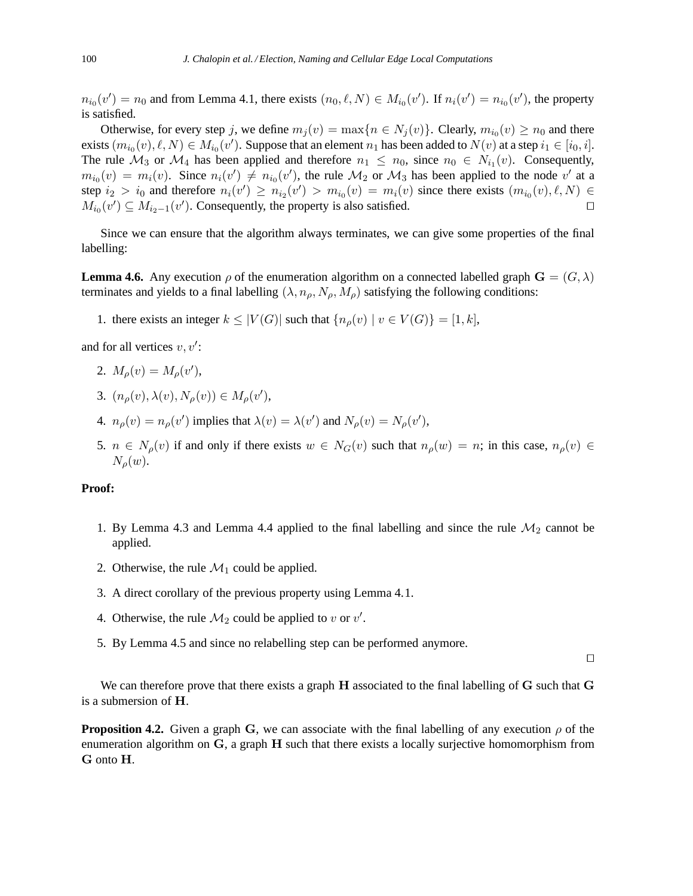$n_{i_0}(v') = n_0$ and from Lemma 4.1, there exists $(n_0, \ell, N) \in M_{i_0}(v')$. If $n_i(v') = n_{i_0}(v')$, the property is satisfied.

Otherwise, for every step $j$, we define $m_j(v) = \max\{n \in N_j(v)\}$. Clearly, $m_{i_0}(v) \geq n_0$ and there exists $(m_{i_0}(v), \ell, N) \in M_{i_0}(v')$. Suppose that an element $n_1$ has been added to $N(v)$ at a step $i_1 \in [i_0, i]$. The rule $\mathcal{M}_3$ or $\mathcal{M}_4$ has been applied and therefore $n_1 \leq n_0$, since $n_0 \in N_{i_1}(v)$. Consequently, $m_{i_0}(v) = m_i(v)$. Since $n_i(v') \neq n_{i_0}(v')$, the rule $\mathcal{M}_2$ or $\mathcal{M}_3$ has been applied to the node $v'$ at a step $i_2 > i_0$ and therefore $n_i(v') \geq n_{i_2}(v') > m_{i_0}(v) = m_i(v)$ since there exists $(m_{i_0}(v), \ell, N) \in M_{i_0}(v') \subseteq M_{i_2-1}(v')$. Consequently, the property is also satisfied. □

Since we can ensure that the algorithm always terminates, we can give some properties of the final labelling:

**Lemma 4.6.** Any execution $\rho$ of the enumeration algorithm on a connected labelled graph $\mathbf{G} = (G, \lambda)$ terminates and yields to a final labelling $(\lambda, n_\rho, N_\rho, M_\rho)$ satisfying the following conditions:

1. there exists an integer $k \leq |V(G)|$ such that $\{n_\rho(v) \mid v \in V(G)\} = [1, k]$,

and for all vertices $v, v'$:

2. $M_\rho(v) = M_\rho(v')$,
3. $(n_\rho(v), \lambda(v), N_\rho(v)) \in M_\rho(v')$,
4. $n_\rho(v) = n_\rho(v')$ implies that $\lambda(v) = \lambda(v')$ and $N_\rho(v) = N_\rho(v')$,
5. $n \in N_\rho(v)$ if and only if there exists $w \in N_G(v)$ such that $n_\rho(w) = n$; in this case, $n_\rho(v) \in N_\rho(w)$.

**Proof:**

1. By Lemma 4.3 and Lemma 4.4 applied to the final labelling and since the rule $\mathcal{M}_2$ cannot be applied.
2. Otherwise, the rule $\mathcal{M}_1$ could be applied.
3. A direct corollary of the previous property using Lemma 4.1.
4. Otherwise, the rule $\mathcal{M}_2$ could be applied to $v$ or $v'$.
5. By Lemma 4.5 and since no relabelling step can be performed anymore.

□

We can therefore prove that there exists a graph $\mathbf{H}$ associated to the final labelling of $\mathbf{G}$ such that $\mathbf{G}$ is a submersion of $\mathbf{H}$.

**Proposition 4.2.** Given a graph $\mathbf{G}$, we can associate with the final labelling of any execution $\rho$ of the enumeration algorithm on $\mathbf{G}$, a graph $\mathbf{H}$ such that there exists a locally surjective homomorphism from $\mathbf{G}$ onto $\mathbf{H}$.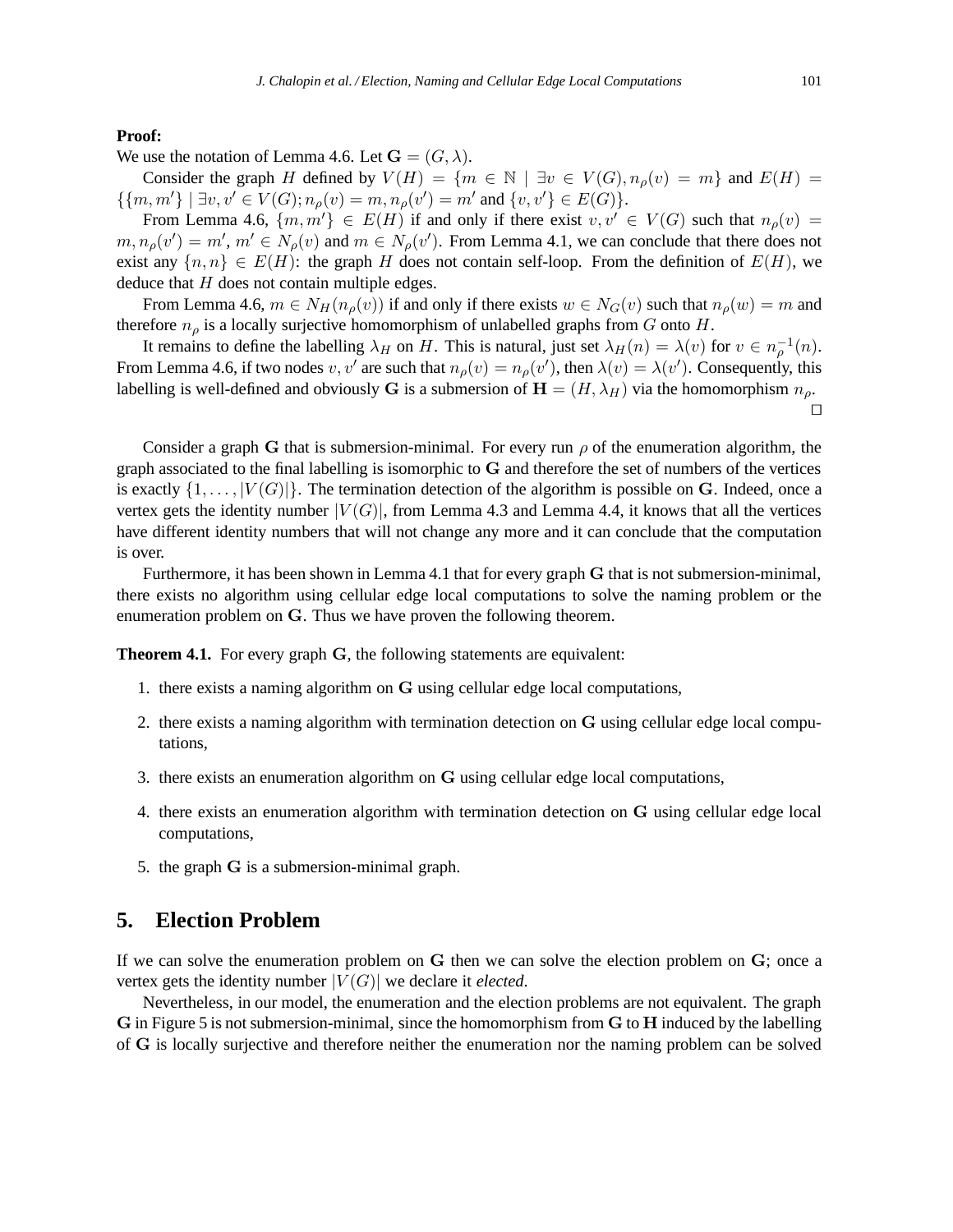**Proof:**

We use the notation of Lemma 4.6. Let $\mathbf{G} = (G, \lambda)$.

Consider the graph $H$ defined by $V(H) = \{m \in \mathbb{N} \mid \exists v \in V(G), n_\rho(v) = m\}$ and $E(H) = \{\{m, m'\} \mid \exists v, v' \in V(G); n_\rho(v) = m, n_\rho(v') = m'$ and $\{v, v'\} \in E(G)\}$.

From Lemma 4.6, $\{m, m'\} \in E(H)$ if and only if there exist $v, v' \in V(G)$ such that $n_\rho(v) = m, n_\rho(v') = m'$, $m' \in N_\rho(v)$ and $m \in N_\rho(v')$. From Lemma 4.1, we can conclude that there does not exist any $\{n, n\} \in E(H)$: the graph $H$ does not contain self-loop. From the definition of $E(H)$, we deduce that $H$ does not contain multiple edges.

From Lemma 4.6, $m \in N_H(n_\rho(v))$ if and only if there exists $w \in N_G(v)$ such that $n_\rho(w) = m$ and therefore $n_\rho$ is a locally surjective homomorphism of unlabelled graphs from $G$ onto $H$.

It remains to define the labelling $\lambda_H$ on $H$. This is natural, just set $\lambda_H(n) = \lambda(v)$ for $v \in n_\rho^{-1}(n)$. From Lemma 4.6, if two nodes $v, v'$ are such that $n_\rho(v) = n_\rho(v')$, then $\lambda(v) = \lambda(v')$. Consequently, this labelling is well-defined and obviously $\mathbf{G}$ is a submersion of $\mathbf{H} = (H, \lambda_H)$ via the homomorphism $n_\rho$. □

Consider a graph $\mathbf{G}$ that is submersion-minimal. For every run $\rho$ of the enumeration algorithm, the graph associated to the final labelling is isomorphic to $\mathbf{G}$ and therefore the set of numbers of the vertices is exactly $\{1, \ldots, |V(G)|\}$. The termination detection of the algorithm is possible on $\mathbf{G}$. Indeed, once a vertex gets the identity number $|V(G)|$, from Lemma 4.3 and Lemma 4.4, it knows that all the vertices have different identity numbers that will not change any more and it can conclude that the computation is over.

Furthermore, it has been shown in Lemma 4.1 that for every graph $\mathbf{G}$ that is not submersion-minimal, there exists no algorithm using cellular edge local computations to solve the naming problem or the enumeration problem on $\mathbf{G}$. Thus we have proven the following theorem.

**Theorem 4.1.** For every graph $\mathbf{G}$, the following statements are equivalent:

1. there exists a naming algorithm on $\mathbf{G}$ using cellular edge local computations,
2. there exists a naming algorithm with termination detection on $\mathbf{G}$ using cellular edge local computations,
3. there exists an enumeration algorithm on $\mathbf{G}$ using cellular edge local computations,
4. there exists an enumeration algorithm with termination detection on $\mathbf{G}$ using cellular edge local computations,
5. the graph $\mathbf{G}$ is a submersion-minimal graph.

## 5. Election Problem

If we can solve the enumeration problem on $\mathbf{G}$ then we can solve the election problem on $\mathbf{G}$; once a vertex gets the identity number $|V(G)|$ we declare it *elected*.

Nevertheless, in our model, the enumeration and the election problems are not equivalent. The graph $\mathbf{G}$ in Figure 5 is not submersion-minimal, since the homomorphism from $\mathbf{G}$ to $\mathbf{H}$ induced by the labelling of $\mathbf{G}$ is locally surjective and therefore neither the enumeration nor the naming problem can be solved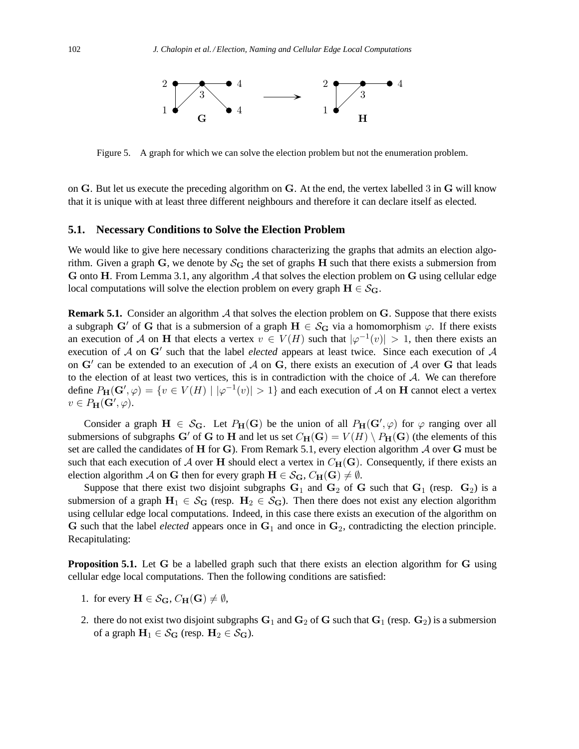Figure 5. A graph for which we can solve the election problem but not the enumeration problem.

on $\mathbf{G}$. But let us execute the preceding algorithm on $\mathbf{G}$. At the end, the vertex labelled $3$ in $\mathbf{G}$ will know that it is unique with at least three different neighbours and therefore it can declare itself as elected.

### 5.1. Necessary Conditions to Solve the Election Problem

We would like to give here necessary conditions characterizing the graphs that admits an election algorithm. Given a graph $\mathbf{G}$, we denote by $\mathcal{S}_{\mathbf{G}}$ the set of graphs $\mathbf{H}$ such that there exists a submersion from $\mathbf{G}$ onto $\mathbf{H}$. From Lemma 3.1, any algorithm $\mathcal{A}$ that solves the election problem on $\mathbf{G}$ using cellular edge local computations will solve the election problem on every graph $\mathbf{H} \in \mathcal{S}_{\mathbf{G}}$.

**Remark 5.1.** Consider an algorithm $\mathcal{A}$ that solves the election problem on $\mathbf{G}$. Suppose that there exists a subgraph $\mathbf{G}'$ of $\mathbf{G}$ that is a submersion of a graph $\mathbf{H} \in \mathcal{S}_{\mathbf{G}}$ via a homomorphism $\varphi$. If there exists an execution of $\mathcal{A}$ on $\mathbf{H}$ that elects a vertex $v \in V(H)$ such that $|\varphi^{-1}(v)| > 1$, then there exists an execution of $\mathcal{A}$ on $\mathbf{G}'$ such that the label *elected* appears at least twice. Since each execution of $\mathcal{A}$ on $\mathbf{G}'$ can be extended to an execution of $\mathcal{A}$ on $\mathbf{G}$, there exists an execution of $\mathcal{A}$ over $\mathbf{G}$ that leads to the election of at least two vertices, this is in contradiction with the choice of $\mathcal{A}$. We can therefore define $P_{\mathbf{H}}(\mathbf{G}', \varphi) = \{v \in V(H) \mid |\varphi^{-1}(v)| > 1\}$ and each execution of $\mathcal{A}$ on $\mathbf{H}$ cannot elect a vertex $v \in P_{\mathbf{H}}(\mathbf{G}', \varphi)$.

Consider a graph $\mathbf{H} \in \mathcal{S}_{\mathbf{G}}$. Let $P_{\mathbf{H}}(\mathbf{G})$ be the union of all $P_{\mathbf{H}}(\mathbf{G}', \varphi)$ for $\varphi$ ranging over all submersions of subgraphs $\mathbf{G}'$ of $\mathbf{G}$ to $\mathbf{H}$ and let us set $C_{\mathbf{H}}(\mathbf{G}) = V(H) \setminus P_{\mathbf{H}}(\mathbf{G})$ (the elements of this set are called the candidates of $\mathbf{H}$ for $\mathbf{G}$). From Remark 5.1, every election algorithm $\mathcal{A}$ over $\mathbf{G}$ must be such that each execution of $\mathcal{A}$ over $\mathbf{H}$ should elect a vertex in $C_{\mathbf{H}}(\mathbf{G})$. Consequently, if there exists an election algorithm $\mathcal{A}$ on $\mathbf{G}$ then for every graph $\mathbf{H} \in \mathcal{S}_{\mathbf{G}}$, $C_{\mathbf{H}}(\mathbf{G}) \neq \emptyset$.

Suppose that there exist two disjoint subgraphs $\mathbf{G}_1$ and $\mathbf{G}_2$ of $\mathbf{G}$ such that $\mathbf{G}_1$ (resp. $\mathbf{G}_2$) is a submersion of a graph $\mathbf{H}_1 \in \mathcal{S}_{\mathbf{G}}$ (resp. $\mathbf{H}_2 \in \mathcal{S}_{\mathbf{G}}$). Then there does not exist any election algorithm using cellular edge local computations. Indeed, in this case there exists an execution of the algorithm on $\mathbf{G}$ such that the label *elected* appears once in $\mathbf{G}_1$ and once in $\mathbf{G}_2$, contradicting the election principle. Recapitulating:

**Proposition 5.1.** Let $\mathbf{G}$ be a labelled graph such that there exists an election algorithm for $\mathbf{G}$ using cellular edge local computations. Then the following conditions are satisfied:

1. for every $\mathbf{H} \in \mathcal{S}_{\mathbf{G}}$, $C_{\mathbf{H}}(\mathbf{G}) \neq \emptyset$,
2. there do not exist two disjoint subgraphs $\mathbf{G}_1$ and $\mathbf{G}_2$ of $\mathbf{G}$ such that $\mathbf{G}_1$ (resp. $\mathbf{G}_2$) is a submersion of a graph $\mathbf{H}_1 \in \mathcal{S}_{\mathbf{G}}$ (resp. $\mathbf{H}_2 \in \mathcal{S}_{\mathbf{G}}$).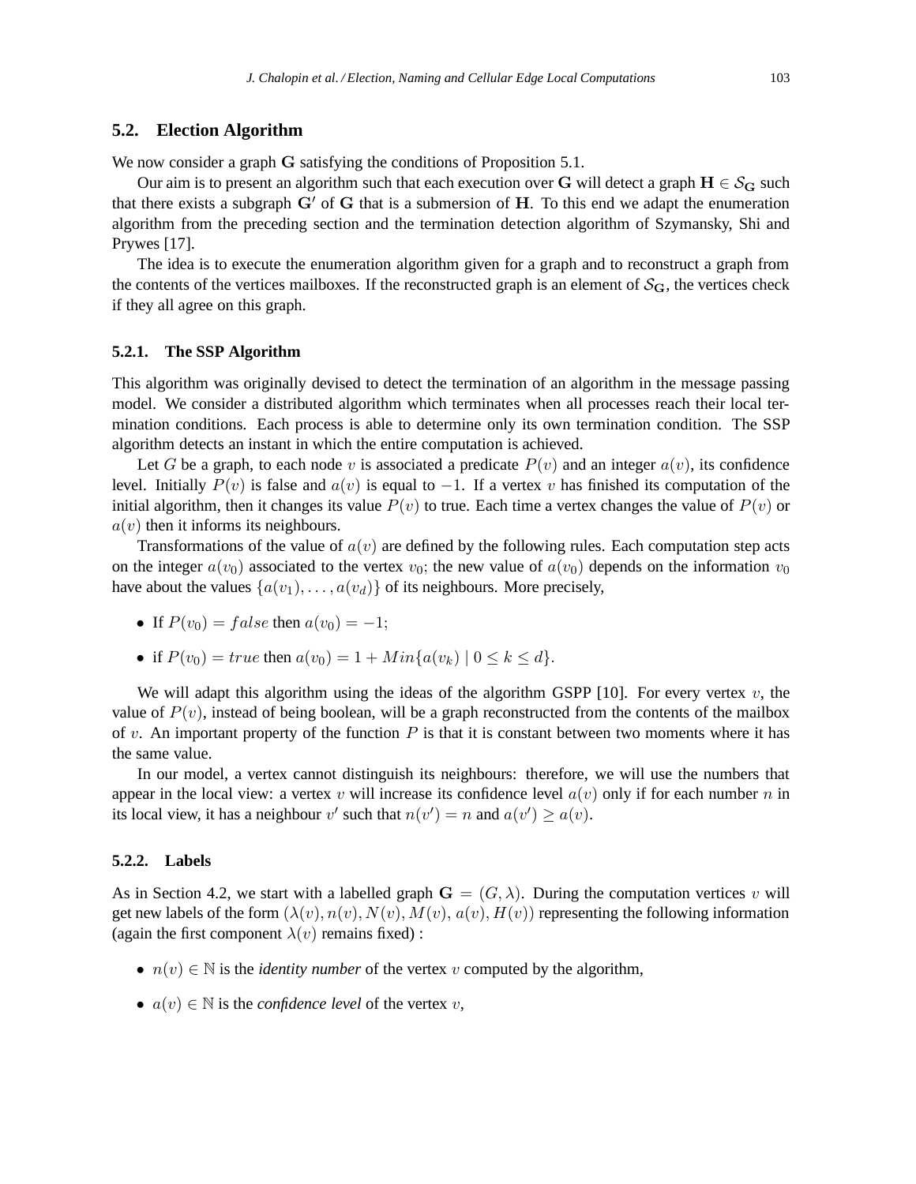## 5.2. Election Algorithm

We now consider a graph $\mathbf{G}$ satisfying the conditions of Proposition 5.1.

Our aim is to present an algorithm such that each execution over $\mathbf{G}$ will detect a graph $\mathbf{H} \in \mathcal{S}_{\mathbf{G}}$ such that there exists a subgraph $\mathbf{G}'$ of $\mathbf{G}$ that is a submersion of $\mathbf{H}$. To this end we adapt the enumeration algorithm from the preceding section and the termination detection algorithm of Szymansky, Shi and Prywes [17].

The idea is to execute the enumeration algorithm given for a graph and to reconstruct a graph from the contents of the vertices mailboxes. If the reconstructed graph is an element of $\mathcal{S}_{\mathbf{G}}$, the vertices check if they all agree on this graph.

### 5.2.1. The SSP Algorithm

This algorithm was originally devised to detect the termination of an algorithm in the message passing model. We consider a distributed algorithm which terminates when all processes reach their local termination conditions. Each process is able to determine only its own termination condition. The SSP algorithm detects an instant in which the entire computation is achieved.

Let $G$ be a graph, to each node $v$ is associated a predicate $P(v)$ and an integer $a(v)$, its confidence level. Initially $P(v)$ is false and $a(v)$ is equal to $-1$. If a vertex $v$ has finished its computation of the initial algorithm, then it changes its value $P(v)$ to true. Each time a vertex changes the value of $P(v)$ or $a(v)$ then it informs its neighbours.

Transformations of the value of $a(v)$ are defined by the following rules. Each computation step acts on the integer $a(v_0)$ associated to the vertex $v_0$; the new value of $a(v_0)$ depends on the information $v_0$ have about the values $\{a(v_1), \ldots, a(v_d)\}$ of its neighbours. More precisely,

- If $P(v_0) = false$ then $a(v_0) = -1$;
- if $P(v_0) = true$ then $a(v_0) = 1 + Min\{a(v_k) \mid 0 \leq k \leq d\}$.

We will adapt this algorithm using the ideas of the algorithm GSPP [10]. For every vertex $v$, the value of $P(v)$, instead of being boolean, will be a graph reconstructed from the contents of the mailbox of $v$. An important property of the function $P$ is that it is constant between two moments where it has the same value.

In our model, a vertex cannot distinguish its neighbours: therefore, we will use the numbers that appear in the local view: a vertex $v$ will increase its confidence level $a(v)$ only if for each number $n$ in its local view, it has a neighbour $v'$ such that $n(v') = n$ and $a(v') \geq a(v)$.

### 5.2.2. Labels

As in Section 4.2, we start with a labelled graph $\mathbf{G} = (G, \lambda)$. During the computation vertices $v$ will get new labels of the form $(\lambda(v), n(v), N(v), M(v), a(v), H(v))$ representing the following information (again the first component $\lambda(v)$ remains fixed) :

- $n(v) \in \mathbb{N}$ is the *identity number* of the vertex $v$ computed by the algorithm,
- $a(v) \in \mathbb{N}$ is the *confidence level* of the vertex $v$,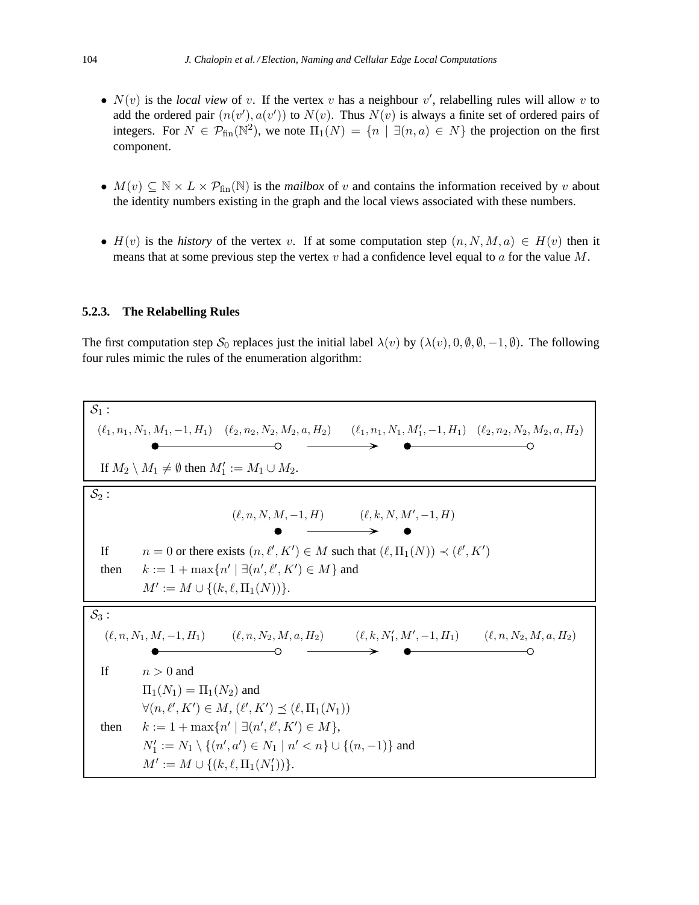- $N(v)$ is the *local view* of $v$. If the vertex $v$ has a neighbour $v'$, relabelling rules will allow $v$ to add the ordered pair $(n(v'), a(v'))$ to $N(v)$. Thus $N(v)$ is always a finite set of ordered pairs of integers. For $N \in \mathcal{P}_{\text{fin}}(\mathbb{N}^2)$, we note $\Pi_1(N) = \{n \mid \exists (n, a) \in N\}$ the projection on the first component.

- $M(v) \subseteq \mathbb{N} \times L \times \mathcal{P}_{\text{fin}}(\mathbb{N})$ is the *mailbox* of $v$ and contains the information received by $v$ about the identity numbers existing in the graph and the local views associated with these numbers.

- $H(v)$ is the *history* of the vertex $v$. If at some computation step $(n, N, M, a) \in H(v)$ then it means that at some previous step the vertex $v$ had a confidence level equal to $a$ for the value $M$.

### 5.2.3. The Relabelling Rules

The first computation step $\mathcal{S}_0$ replaces just the initial label $\lambda(v)$ by $(\lambda(v), 0, \emptyset, \emptyset, -1, \emptyset)$. The following four rules mimic the rules of the enumeration algorithm:

$\mathcal{S}_1$ :

$$(\ell_1, n_1, N_1, M_1, -1, H_1) \; \bullet\!\!-\!\!\!-\!\!\circ \; (\ell_2, n_2, N_2, M_2, a, H_2) \longrightarrow (\ell_1, n_1, N_1, M_1', -1, H_1) \; \bullet\!\!-\!\!\!-\!\!\circ \; (\ell_2, n_2, N_2, M_2, a, H_2)$$

If $M_2 \setminus M_1 \neq \emptyset$ then $M_1' := M_1 \cup M_2$.

$\mathcal{S}_2$ :

$$(\ell, n, N, M, -1, H) \; \bullet \longrightarrow \bullet \; (\ell, k, N, M', -1, H)$$

If $n = 0$ or there exists $(n, \ell', K') \in M$ such that $(\ell, \Pi_1(N)) \prec (\ell', K')$
then $k := 1 + \max\{n' \mid \exists (n', \ell', K') \in M\}$ and
$M' := M \cup \{(k, \ell, \Pi_1(N))\}$.

$\mathcal{S}_3$ :

$$(\ell, n, N_1, M, -1, H_1) \; \bullet\!\!-\!\!\!-\!\!\circ \; (\ell, n, N_2, M, a, H_2) \longrightarrow (\ell, k, N_1', M', -1, H_1) \; \bullet\!\!-\!\!\!-\!\!\circ \; (\ell, n, N_2, M, a, H_2)$$

If $n > 0$ and
$\Pi_1(N_1) = \Pi_1(N_2)$ and
$\forall (n, \ell', K') \in M, (\ell', K') \preceq (\ell, \Pi_1(N_1))$
then $k := 1 + \max\{n' \mid \exists (n', \ell', K') \in M\}$,
$N_1' := N_1 \setminus \{(n', a') \in N_1 \mid n' < n\} \cup \{(n, -1)\}$ and
$M' := M \cup \{(k, \ell, \Pi_1(N_1'))\}$.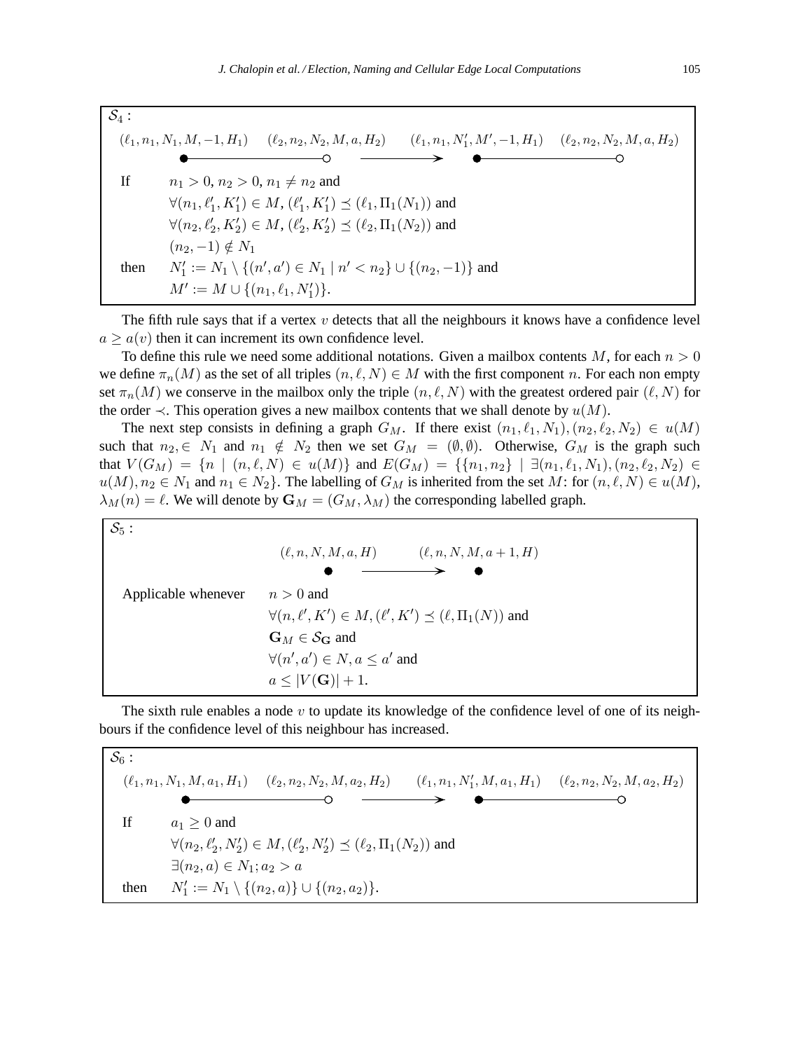$\mathcal{S}_4$ :

$$(\ell_1, n_1, N_1, M, -1, H_1) \quad (\ell_2, n_2, N_2, M, a, H_2) \quad \longrightarrow \quad (\ell_1, n_1, N_1', M', -1, H_1) \quad (\ell_2, n_2, N_2, M, a, H_2)$$

If $n_1 > 0$, $n_2 > 0$, $n_1 \neq n_2$ and
$\forall (n_1, \ell_1', K_1') \in M$, $(\ell_1', K_1') \preceq (\ell_1, \Pi_1(N_1))$ and
$\forall (n_2, \ell_2', K_2') \in M$, $(\ell_2', K_2') \preceq (\ell_2, \Pi_1(N_2))$ and
$(n_2, -1) \notin N_1$
then $N_1' := N_1 \setminus \{(n', a') \in N_1 \mid n' < n_2\} \cup \{(n_2, -1)\}$ and
$M' := M \cup \{(n_1, \ell_1, N_1')\}$.

The fifth rule says that if a vertex $v$ detects that all the neighbours it knows have a confidence level $a \geq a(v)$ then it can increment its own confidence level.

To define this rule we need some additional notations. Given a mailbox contents $M$, for each $n > 0$ we define $\pi_n(M)$ as the set of all triples $(n, \ell, N) \in M$ with the first component $n$. For each non empty set $\pi_n(M)$ we conserve in the mailbox only the triple $(n, \ell, N)$ with the greatest ordered pair $(\ell, N)$ for the order $\prec$. This operation gives a new mailbox contents that we shall denote by $u(M)$.

The next step consists in defining a graph $G_M$. If there exist $(n_1, \ell_1, N_1), (n_2, \ell_2, N_2) \in u(M)$ such that $n_2, \in N_1$ and $n_1 \notin N_2$ then we set $G_M = (\emptyset, \emptyset)$. Otherwise, $G_M$ is the graph such that $V(G_M) = \{n \mid (n, \ell, N) \in u(M)\}$ and $E(G_M) = \{\{n_1, n_2\} \mid \exists (n_1, \ell_1, N_1), (n_2, \ell_2, N_2) \in u(M), n_2 \in N_1 \text{ and } n_1 \in N_2\}$. The labelling of $G_M$ is inherited from the set $M$: for $(n, \ell, N) \in u(M)$, $\lambda_M(n) = \ell$. We will denote by $\mathbf{G}_M = (G_M, \lambda_M)$ the corresponding labelled graph.

$\mathcal{S}_5$ :

$$(\ell, n, N, M, a, H) \quad \longrightarrow \quad (\ell, n, N, M, a+1, H)$$

Applicable whenever $n > 0$ and
$\forall (n, \ell', K') \in M$, $(\ell', K') \preceq (\ell, \Pi_1(N))$ and
$\mathbf{G}_M \in \mathcal{S}_{\mathbf{G}}$ and
$\forall (n', a') \in N$, $a \leq a'$ and
$a \leq |V(\mathbf{G})| + 1$.

The sixth rule enables a node $v$ to update its knowledge of the confidence level of one of its neighbours if the confidence level of this neighbour has increased.

$\mathcal{S}_6$ :

$$(\ell_1, n_1, N_1, M, a_1, H_1) \quad (\ell_2, n_2, N_2, M, a_2, H_2) \quad \longrightarrow \quad (\ell_1, n_1, N_1', M, a_1, H_1) \quad (\ell_2, n_2, N_2, M, a_2, H_2)$$

If $a_1 \geq 0$ and
$\forall (n_2, \ell_2', N_2') \in M$, $(\ell_2', N_2') \preceq (\ell_2, \Pi_1(N_2))$ and
$\exists (n_2, a) \in N_1; a_2 > a$
then $N_1' := N_1 \setminus \{(n_2, a)\} \cup \{(n_2, a_2)\}$.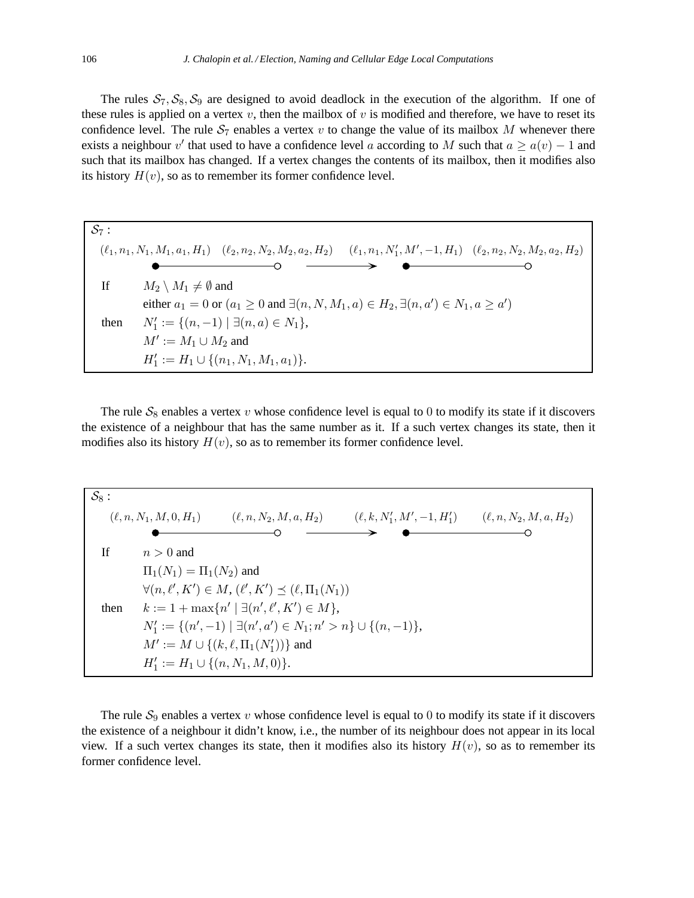The rules $\mathcal{S}_7, \mathcal{S}_8, \mathcal{S}_9$ are designed to avoid deadlock in the execution of the algorithm. If one of these rules is applied on a vertex $v$, then the mailbox of $v$ is modified and therefore, we have to reset its confidence level. The rule $\mathcal{S}_7$ enables a vertex $v$ to change the value of its mailbox $M$ whenever there exists a neighbour $v'$ that used to have a confidence level $a$ according to $M$ such that $a \geq a(v) - 1$ and such that its mailbox has changed. If a vertex changes the contents of its mailbox, then it modifies also its history $H(v)$, so as to remember its former confidence level.

---

$\mathcal{S}_7$ :

$$(\ell_1, n_1, N_1, M_1, a_1, H_1) \bullet\!\!-\!\!-\!\!\circ (\ell_2, n_2, N_2, M_2, a_2, H_2) \longrightarrow (\ell_1, n_1, N_1', M', -1, H_1) \bullet\!\!-\!\!-\!\!\circ (\ell_2, n_2, N_2, M_2, a_2, H_2)$$

**If** $M_2 \setminus M_1 \neq \emptyset$ and
either $a_1 = 0$ or ($a_1 \geq 0$ and $\exists (n, N, M_1, a) \in H_2, \exists (n, a') \in N_1, a \geq a'$)

**then** $N_1' := \{(n, -1) \mid \exists (n, a) \in N_1\}$,
$M' := M_1 \cup M_2$ and
$H_1' := H_1 \cup \{(n_1, N_1, M_1, a_1)\}$.

---

The rule $\mathcal{S}_8$ enables a vertex $v$ whose confidence level is equal to $0$ to modify its state if it discovers the existence of a neighbour that has the same number as it. If a such vertex changes its state, then it modifies also its history $H(v)$, so as to remember its former confidence level.

---

$\mathcal{S}_8$ :

$$(\ell, n, N_1, M, 0, H_1) \bullet\!\!-\!\!-\!\!\circ (\ell, n, N_2, M, a, H_2) \longrightarrow (\ell, k, N_1', M', -1, H_1') \bullet\!\!-\!\!-\!\!\circ (\ell, n, N_2, M, a, H_2)$$

**If** $n > 0$ and
$\Pi_1(N_1) = \Pi_1(N_2)$ and
$\forall (n, \ell', K') \in M, (\ell', K') \preceq (\ell, \Pi_1(N_1))$

**then** $k := 1 + \max\{n' \mid \exists (n', \ell', K') \in M\}$,
$N_1' := \{(n', -1) \mid \exists (n', a') \in N_1; n' > n\} \cup \{(n, -1)\}$,
$M' := M \cup \{(k, \ell, \Pi_1(N_1'))\}$ and
$H_1' := H_1 \cup \{(n, N_1, M, 0)\}$.

---

The rule $\mathcal{S}_9$ enables a vertex $v$ whose confidence level is equal to $0$ to modify its state if it discovers the existence of a neighbour it didn't know, i.e., the number of its neighbour does not appear in its local view. If a such vertex changes its state, then it modifies also its history $H(v)$, so as to remember its former confidence level.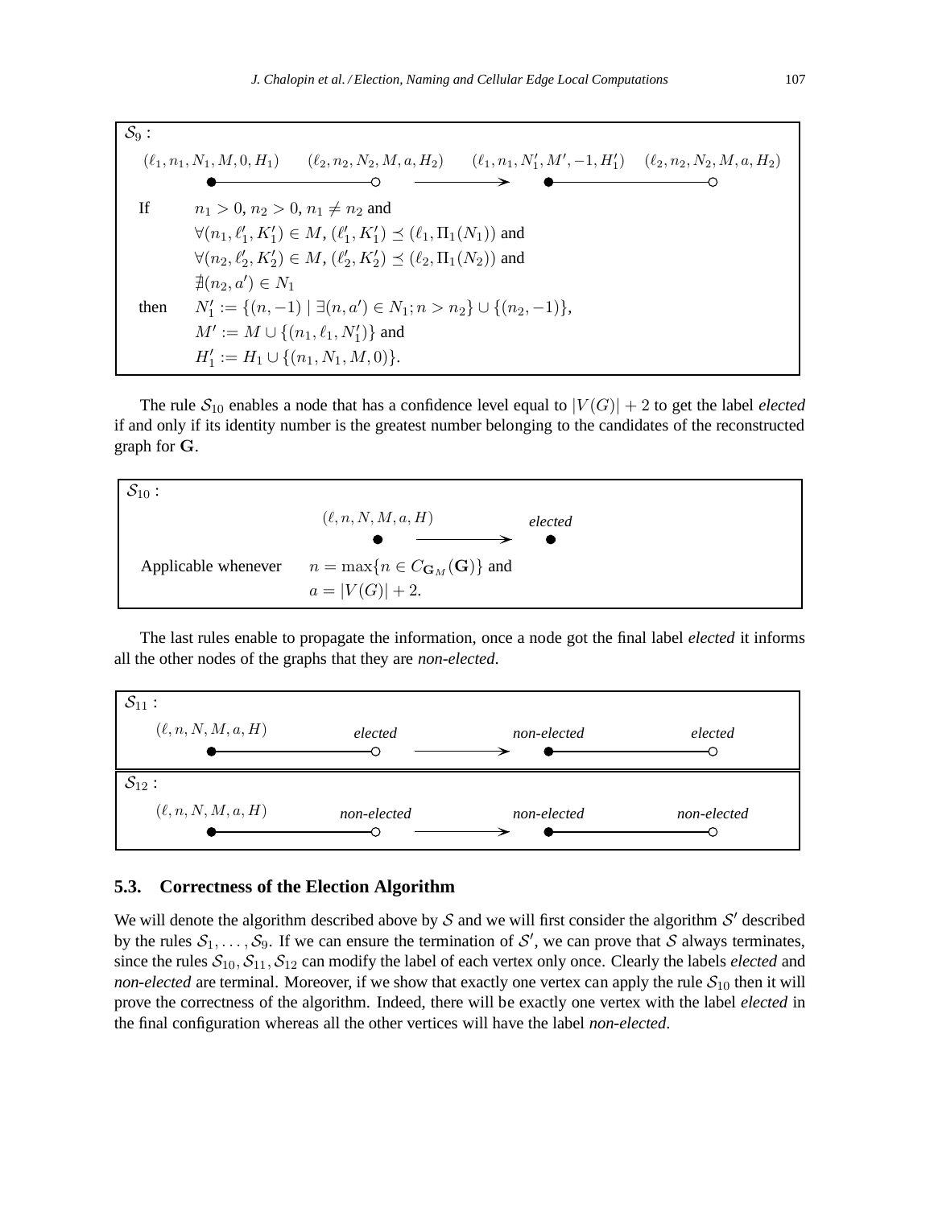$\mathcal{S}_9$ :

$(\ell_1, n_1, N_1, M, 0, H_1)$ — $(\ell_2, n_2, N_2, M, a, H_2)$ ⟶ $(\ell_1, n_1, N_1', M', -1, H_1')$ — $(\ell_2, n_2, N_2, M, a, H_2)$

If $n_1 > 0$, $n_2 > 0$, $n_1 \neq n_2$ and
$\forall (n_1, \ell_1', K_1') \in M$, $(\ell_1', K_1') \preceq (\ell_1, \Pi_1(N_1))$ and
$\forall (n_2, \ell_2', K_2') \in M$, $(\ell_2', K_2') \preceq (\ell_2, \Pi_1(N_2))$ and
$\nexists (n_2, a') \in N_1$

then $N_1' := \{(n, -1) \mid \exists (n, a') \in N_1; n > n_2\} \cup \{(n_2, -1)\}$,
$M' := M \cup \{(n_1, \ell_1, N_1')\}$ and
$H_1' := H_1 \cup \{(n_1, N_1, M, 0)\}$.

The rule $\mathcal{S}_{10}$ enables a node that has a confidence level equal to $|V(G)| + 2$ to get the label *elected* if and only if its identity number is the greatest number belonging to the candidates of the reconstructed graph for **G**.

$\mathcal{S}_{10}$ :

$(\ell, n, N, M, a, H)$ ⟶ *elected*

Applicable whenever $n = \max\{n \in C_{\mathbf{G}_M}(\mathbf{G})\}$ and
$a = |V(G)| + 2$.

The last rules enable to propagate the information, once a node got the final label *elected* it informs all the other nodes of the graphs that they are *non-elected*.

$\mathcal{S}_{11}$ :

$(\ell, n, N, M, a, H)$ — *elected* ⟶ *non-elected* — *elected*

$\mathcal{S}_{12}$ :

$(\ell, n, N, M, a, H)$ — *non-elected* ⟶ *non-elected* — *non-elected*

### 5.3. Correctness of the Election Algorithm

We will denote the algorithm described above by $\mathcal{S}$ and we will first consider the algorithm $\mathcal{S}'$ described by the rules $\mathcal{S}_1, \dots, \mathcal{S}_9$. If we can ensure the termination of $\mathcal{S}'$, we can prove that $\mathcal{S}$ always terminates, since the rules $\mathcal{S}_{10}, \mathcal{S}_{11}, \mathcal{S}_{12}$ can modify the label of each vertex only once. Clearly the labels *elected* and *non-elected* are terminal. Moreover, if we show that exactly one vertex can apply the rule $\mathcal{S}_{10}$ then it will prove the correctness of the algorithm. Indeed, there will be exactly one vertex with the label *elected* in the final configuration whereas all the other vertices will have the label *non-elected*.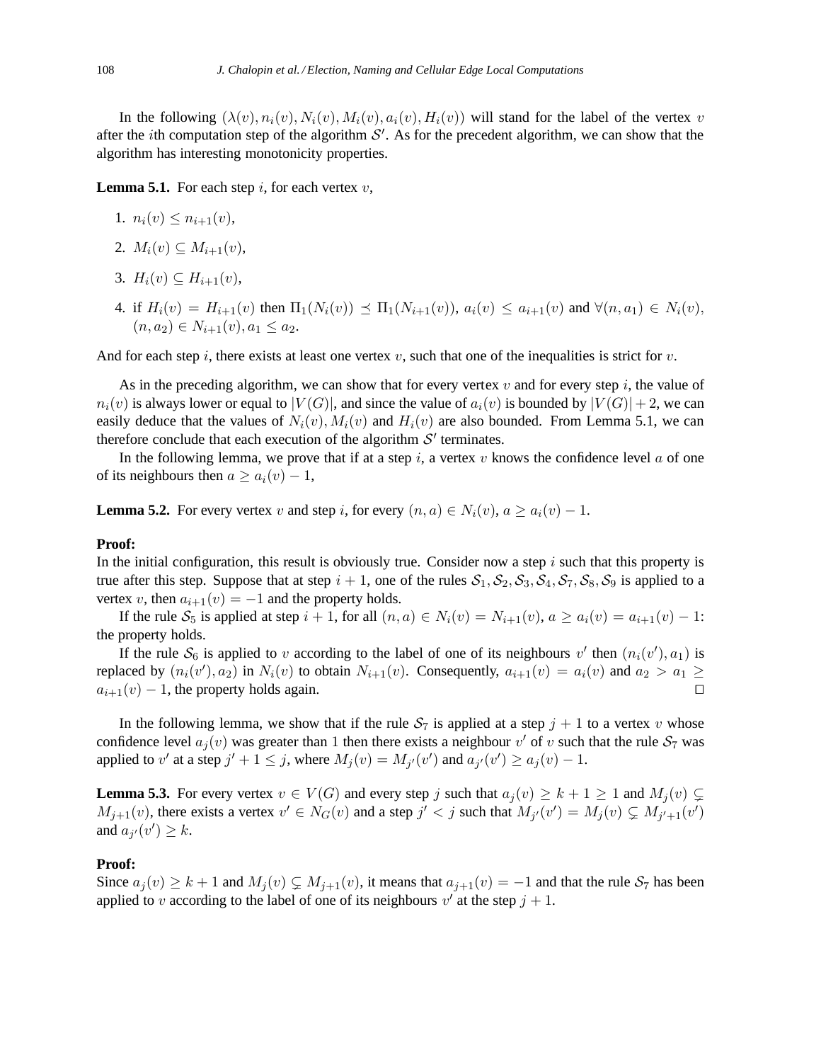In the following $(\lambda(v), n_i(v), N_i(v), M_i(v), a_i(v), H_i(v))$ will stand for the label of the vertex $v$ after the $i$th computation step of the algorithm $\mathcal{S}'$. As for the precedent algorithm, we can show that the algorithm has interesting monotonicity properties.

**Lemma 5.1.** For each step $i$, for each vertex $v$,

1. $n_i(v) \leq n_{i+1}(v)$,
2. $M_i(v) \subseteq M_{i+1}(v)$,
3. $H_i(v) \subseteq H_{i+1}(v)$,
4. if $H_i(v) = H_{i+1}(v)$ then $\Pi_1(N_i(v)) \preceq \Pi_1(N_{i+1}(v))$, $a_i(v) \leq a_{i+1}(v)$ and $\forall (n, a_1) \in N_i(v)$, $(n, a_2) \in N_{i+1}(v), a_1 \leq a_2$.

And for each step $i$, there exists at least one vertex $v$, such that one of the inequalities is strict for $v$.

As in the preceding algorithm, we can show that for every vertex $v$ and for every step $i$, the value of $n_i(v)$ is always lower or equal to $|V(G)|$, and since the value of $a_i(v)$ is bounded by $|V(G)|+2$, we can easily deduce that the values of $N_i(v), M_i(v)$ and $H_i(v)$ are also bounded. From Lemma 5.1, we can therefore conclude that each execution of the algorithm $\mathcal{S}'$ terminates.

In the following lemma, we prove that if at a step $i$, a vertex $v$ knows the confidence level $a$ of one of its neighbours then $a \geq a_i(v) - 1$,

**Lemma 5.2.** For every vertex $v$ and step $i$, for every $(n, a) \in N_i(v)$, $a \geq a_i(v) - 1$.

**Proof:**
In the initial configuration, this result is obviously true. Consider now a step $i$ such that this property is true after this step. Suppose that at step $i+1$, one of the rules $\mathcal{S}_1, \mathcal{S}_2, \mathcal{S}_3, \mathcal{S}_4, \mathcal{S}_7, \mathcal{S}_8, \mathcal{S}_9$ is applied to a vertex $v$, then $a_{i+1}(v) = -1$ and the property holds.

If the rule $\mathcal{S}_5$ is applied at step $i+1$, for all $(n, a) \in N_i(v) = N_{i+1}(v)$, $a \geq a_i(v) = a_{i+1}(v) - 1$: the property holds.

If the rule $\mathcal{S}_6$ is applied to $v$ according to the label of one of its neighbours $v'$ then $(n_i(v'), a_1)$ is replaced by $(n_i(v'), a_2)$ in $N_i(v)$ to obtain $N_{i+1}(v)$. Consequently, $a_{i+1}(v) = a_i(v)$ and $a_2 > a_1 \geq a_{i+1}(v) - 1$, the property holds again. $\square$

In the following lemma, we show that if the rule $\mathcal{S}_7$ is applied at a step $j+1$ to a vertex $v$ whose confidence level $a_j(v)$ was greater than 1 then there exists a neighbour $v'$ of $v$ such that the rule $\mathcal{S}_7$ was applied to $v'$ at a step $j'+1 \leq j$, where $M_j(v) = M_{j'}(v')$ and $a_{j'}(v') \geq a_j(v) - 1$.

**Lemma 5.3.** For every vertex $v \in V(G)$ and every step $j$ such that $a_j(v) \geq k+1 \geq 1$ and $M_j(v) \subsetneq M_{j+1}(v)$, there exists a vertex $v' \in N_G(v)$ and a step $j' < j$ such that $M_{j'}(v') = M_j(v) \subsetneq M_{j'+1}(v')$ and $a_{j'}(v') \geq k$.

**Proof:**
Since $a_j(v) \geq k+1$ and $M_j(v) \subsetneq M_{j+1}(v)$, it means that $a_{j+1}(v) = -1$ and that the rule $\mathcal{S}_7$ has been applied to $v$ according to the label of one of its neighbours $v'$ at the step $j+1$.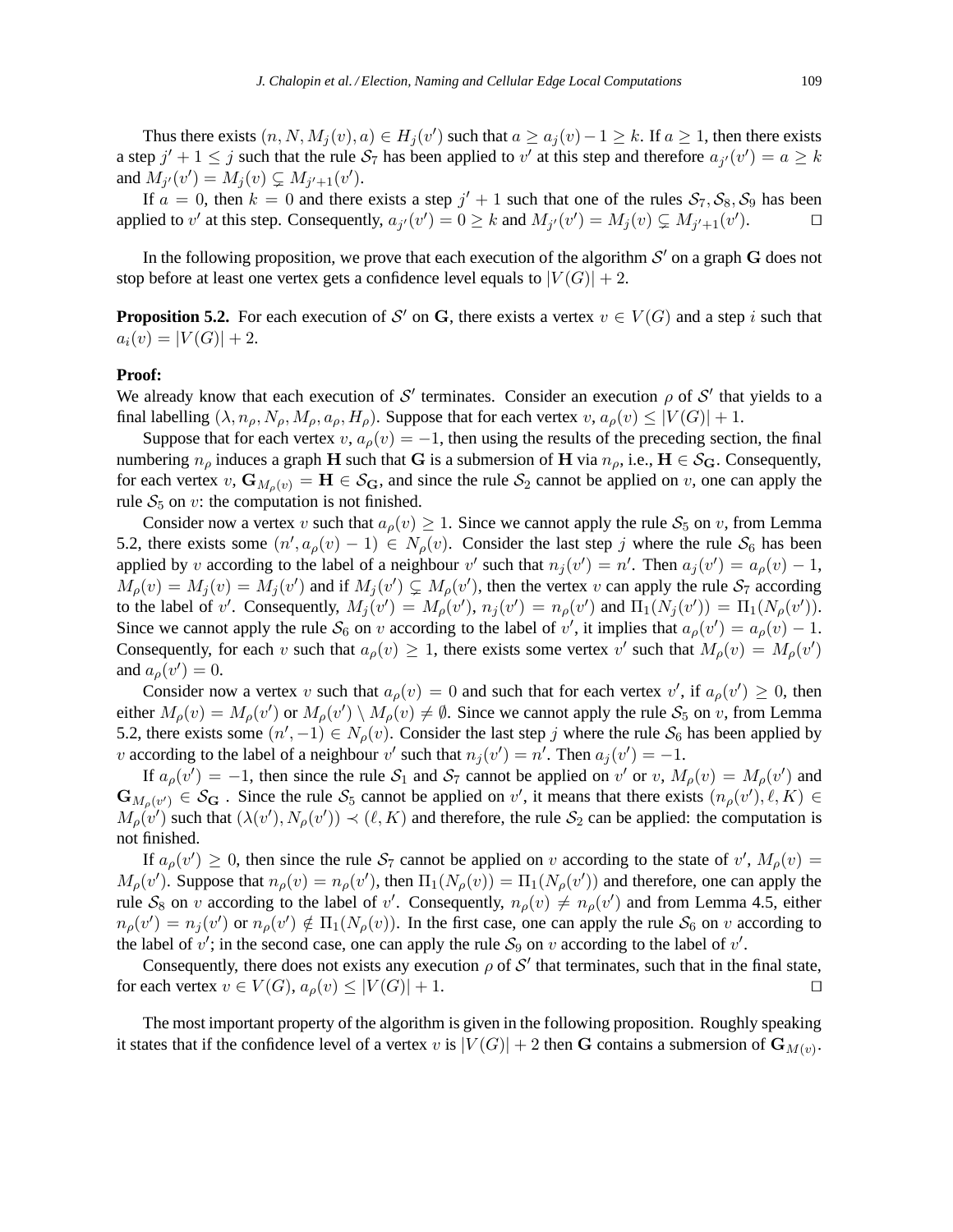Thus there exists $(n, N, M_j(v), a) \in H_j(v')$ such that $a \geq a_j(v) - 1 \geq k$. If $a \geq 1$, then there exists a step $j' + 1 \leq j$ such that the rule $\mathcal{S}_7$ has been applied to $v'$ at this step and therefore $a_{j'}(v') = a \geq k$ and $M_{j'}(v') = M_j(v) \subsetneq M_{j'+1}(v')$.

If $a = 0$, then $k = 0$ and there exists a step $j' + 1$ such that one of the rules $\mathcal{S}_7, \mathcal{S}_8, \mathcal{S}_9$ has been applied to $v'$ at this step. Consequently, $a_{j'}(v') = 0 \geq k$ and $M_{j'}(v') = M_j(v) \subsetneq M_{j'+1}(v')$. □

In the following proposition, we prove that each execution of the algorithm $\mathcal{S}'$ on a graph $\mathbf{G}$ does not stop before at least one vertex gets a confidence level equals to $|V(G)| + 2$.

**Proposition 5.2.** For each execution of $\mathcal{S}'$ on $\mathbf{G}$, there exists a vertex $v \in V(G)$ and a step $i$ such that $a_i(v) = |V(G)| + 2$.

**Proof:**

We already know that each execution of $\mathcal{S}'$ terminates. Consider an execution $\rho$ of $\mathcal{S}'$ that yields to a final labelling $(\lambda, n_\rho, N_\rho, M_\rho, a_\rho, H_\rho)$. Suppose that for each vertex $v$, $a_\rho(v) \leq |V(G)| + 1$.

Suppose that for each vertex $v$, $a_\rho(v) = -1$, then using the results of the preceding section, the final numbering $n_\rho$ induces a graph $\mathbf{H}$ such that $\mathbf{G}$ is a submersion of $\mathbf{H}$ via $n_\rho$, i.e., $\mathbf{H} \in \mathcal{S}_{\mathbf{G}}$. Consequently, for each vertex $v$, $\mathbf{G}_{M_\rho(v)} = \mathbf{H} \in \mathcal{S}_{\mathbf{G}}$, and since the rule $\mathcal{S}_2$ cannot be applied on $v$, one can apply the rule $\mathcal{S}_5$ on $v$: the computation is not finished.

Consider now a vertex $v$ such that $a_\rho(v) \geq 1$. Since we cannot apply the rule $\mathcal{S}_5$ on $v$, from Lemma 5.2, there exists some $(n', a_\rho(v) - 1) \in N_\rho(v)$. Consider the last step $j$ where the rule $\mathcal{S}_6$ has been applied by $v$ according to the label of a neighbour $v'$ such that $n_j(v') = n'$. Then $a_j(v') = a_\rho(v) - 1$, $M_\rho(v) = M_j(v) = M_j(v')$ and if $M_j(v') \subsetneq M_\rho(v')$, then the vertex $v$ can apply the rule $\mathcal{S}_7$ according to the label of $v'$. Consequently, $M_j(v') = M_\rho(v')$, $n_j(v') = n_\rho(v')$ and $\Pi_1(N_j(v')) = \Pi_1(N_\rho(v'))$. Since we cannot apply the rule $\mathcal{S}_6$ on $v$ according to the label of $v'$, it implies that $a_\rho(v') = a_\rho(v) - 1$. Consequently, for each $v$ such that $a_\rho(v) \geq 1$, there exists some vertex $v'$ such that $M_\rho(v) = M_\rho(v')$ and $a_\rho(v') = 0$.

Consider now a vertex $v$ such that $a_\rho(v) = 0$ and such that for each vertex $v'$, if $a_\rho(v') \geq 0$, then either $M_\rho(v) = M_\rho(v')$ or $M_\rho(v') \setminus M_\rho(v) \neq \emptyset$. Since we cannot apply the rule $\mathcal{S}_5$ on $v$, from Lemma 5.2, there exists some $(n', -1) \in N_\rho(v)$. Consider the last step $j$ where the rule $\mathcal{S}_6$ has been applied by $v$ according to the label of a neighbour $v'$ such that $n_j(v') = n'$. Then $a_j(v') = -1$.

If $a_\rho(v') = -1$, then since the rule $\mathcal{S}_1$ and $\mathcal{S}_7$ cannot be applied on $v'$ or $v$, $M_\rho(v) = M_\rho(v')$ and $\mathbf{G}_{M_\rho(v')} \in \mathcal{S}_{\mathbf{G}}$ . Since the rule $\mathcal{S}_5$ cannot be applied on $v'$, it means that there exists $(n_\rho(v'), \ell, K) \in M_\rho(v')$ such that $(\lambda(v'), N_\rho(v')) \prec (\ell, K)$ and therefore, the rule $\mathcal{S}_2$ can be applied: the computation is not finished.

If $a_\rho(v') \geq 0$, then since the rule $\mathcal{S}_7$ cannot be applied on $v$ according to the state of $v'$, $M_\rho(v) = M_\rho(v')$. Suppose that $n_\rho(v) = n_\rho(v')$, then $\Pi_1(N_\rho(v)) = \Pi_1(N_\rho(v'))$ and therefore, one can apply the rule $\mathcal{S}_8$ on $v$ according to the label of $v'$. Consequently, $n_\rho(v) \neq n_\rho(v')$ and from Lemma 4.5, either $n_\rho(v') = n_j(v')$ or $n_\rho(v') \notin \Pi_1(N_\rho(v))$. In the first case, one can apply the rule $\mathcal{S}_6$ on $v$ according to the label of $v'$; in the second case, one can apply the rule $\mathcal{S}_9$ on $v$ according to the label of $v'$.

Consequently, there does not exists any execution $\rho$ of $\mathcal{S}'$ that terminates, such that in the final state, for each vertex $v \in V(G)$, $a_\rho(v) \leq |V(G)| + 1$. □

The most important property of the algorithm is given in the following proposition. Roughly speaking it states that if the confidence level of a vertex $v$ is $|V(G)| + 2$ then $\mathbf{G}$ contains a submersion of $\mathbf{G}_{M(v)}$.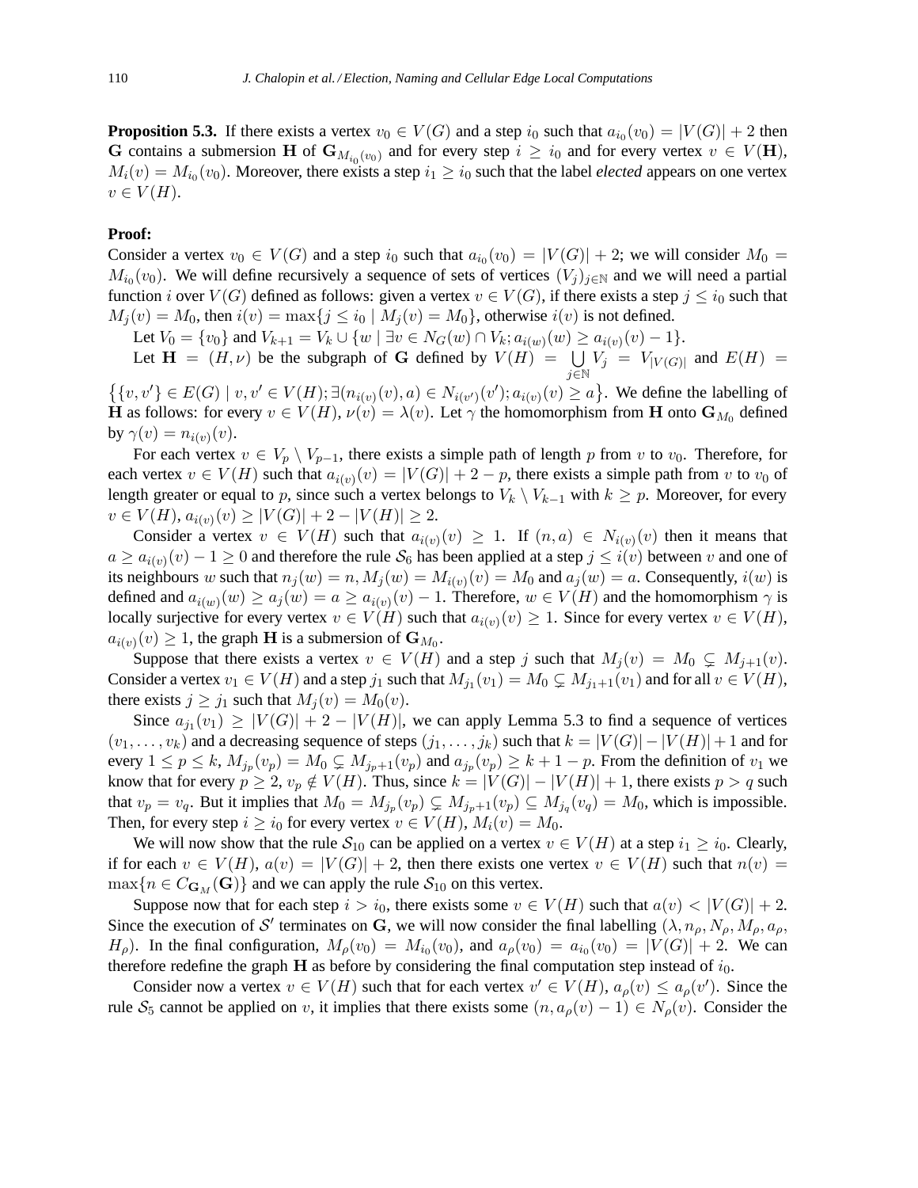**Proposition 5.3.** If there exists a vertex $v_0 \in V(G)$ and a step $i_0$ such that $a_{i_0}(v_0) = |V(G)| + 2$ then $\mathbf{G}$ contains a submersion $\mathbf{H}$ of $\mathbf{G}_{M_{i_0}(v_0)}$ and for every step $i \geq i_0$ and for every vertex $v \in V(\mathbf{H})$, $M_i(v) = M_{i_0}(v_0)$. Moreover, there exists a step $i_1 \geq i_0$ such that the label *elected* appears on one vertex $v \in V(H)$.

**Proof:**

Consider a vertex $v_0 \in V(G)$ and a step $i_0$ such that $a_{i_0}(v_0) = |V(G)| + 2$; we will consider $M_0 = M_{i_0}(v_0)$. We will define recursively a sequence of sets of vertices $(V_j)_{j \in \mathbb{N}}$ and we will need a partial function $i$ over $V(G)$ defined as follows: given a vertex $v \in V(G)$, if there exists a step $j \leq i_0$ such that $M_j(v) = M_0$, then $i(v) = \max\{j \leq i_0 \mid M_j(v) = M_0\}$, otherwise $i(v)$ is not defined.

Let $V_0 = \{v_0\}$ and $V_{k+1} = V_k \cup \{w \mid \exists v \in N_G(w) \cap V_k; a_{i(w)}(w) \geq a_{i(v)}(v) - 1\}$.

Let $\mathbf{H} = (H, \nu)$ be the subgraph of $\mathbf{G}$ defined by $V(H) = \bigcup_{j \in \mathbb{N}} V_j = V_{|V(G)|}$ and $E(H) = \{\{v, v'\} \in E(G) \mid v, v' \in V(H); \exists (n_{i(v)}(v), a) \in N_{i(v')}(v'); a_{i(v)}(v) \geq a\}$. We define the labelling of $\mathbf{H}$ as follows: for every $v \in V(H)$, $\nu(v) = \lambda(v)$. Let $\gamma$ the homomorphism from $\mathbf{H}$ onto $\mathbf{G}_{M_0}$ defined by $\gamma(v) = n_{i(v)}(v)$.

For each vertex $v \in V_p \setminus V_{p-1}$, there exists a simple path of length $p$ from $v$ to $v_0$. Therefore, for each vertex $v \in V(H)$ such that $a_{i(v)}(v) = |V(G)| + 2 - p$, there exists a simple path from $v$ to $v_0$ of length greater or equal to $p$, since such a vertex belongs to $V_k \setminus V_{k-1}$ with $k \geq p$. Moreover, for every $v \in V(H)$, $a_{i(v)}(v) \geq |V(G)| + 2 - |V(H)| \geq 2$.

Consider a vertex $v \in V(H)$ such that $a_{i(v)}(v) \geq 1$. If $(n, a) \in N_{i(v)}(v)$ then it means that $a \geq a_{i(v)}(v) - 1 \geq 0$ and therefore the rule $\mathcal{S}_6$ has been applied at a step $j \leq i(v)$ between $v$ and one of its neighbours $w$ such that $n_j(w) = n, M_j(w) = M_{i(v)}(v) = M_0$ and $a_j(w) = a$. Consequently, $i(w)$ is defined and $a_{i(w)}(w) \geq a_j(w) = a \geq a_{i(v)}(v) - 1$. Therefore, $w \in V(H)$ and the homomorphism $\gamma$ is locally surjective for every vertex $v \in V(H)$ such that $a_{i(v)}(v) \geq 1$. Since for every vertex $v \in V(H)$, $a_{i(v)}(v) \geq 1$, the graph $\mathbf{H}$ is a submersion of $\mathbf{G}_{M_0}$.

Suppose that there exists a vertex $v \in V(H)$ and a step $j$ such that $M_j(v) = M_0 \subsetneq M_{j+1}(v)$. Consider a vertex $v_1 \in V(H)$ and a step $j_1$ such that $M_{j_1}(v_1) = M_0 \subsetneq M_{j_1+1}(v_1)$ and for all $v \in V(H)$, there exists $j \geq j_1$ such that $M_j(v) = M_0(v)$.

Since $a_{j_1}(v_1) \geq |V(G)| + 2 - |V(H)|$, we can apply Lemma 5.3 to find a sequence of vertices $(v_1, \ldots, v_k)$ and a decreasing sequence of steps $(j_1, \ldots, j_k)$ such that $k = |V(G)| - |V(H)| + 1$ and for every $1 \leq p \leq k$, $M_{j_p}(v_p) = M_0 \subsetneq M_{j_p+1}(v_p)$ and $a_{j_p}(v_p) \geq k + 1 - p$. From the definition of $v_1$ we know that for every $p \geq 2$, $v_p \notin V(H)$. Thus, since $k = |V(G)| - |V(H)| + 1$, there exists $p > q$ such that $v_p = v_q$. But it implies that $M_0 = M_{j_p}(v_p) \subsetneq M_{j_p+1}(v_p) \subseteq M_{j_q}(v_q) = M_0$, which is impossible. Then, for every step $i \geq i_0$ for every vertex $v \in V(H)$, $M_i(v) = M_0$.

We will now show that the rule $\mathcal{S}_{10}$ can be applied on a vertex $v \in V(H)$ at a step $i_1 \geq i_0$. Clearly, if for each $v \in V(H)$, $a(v) = |V(G)| + 2$, then there exists one vertex $v \in V(H)$ such that $n(v) = \max\{n \in C_{\mathbf{G}_M}(\mathbf{G})\}$ and we can apply the rule $\mathcal{S}_{10}$ on this vertex.

Suppose now that for each step $i > i_0$, there exists some $v \in V(H)$ such that $a(v) < |V(G)| + 2$. Since the execution of $\mathcal{S}'$ terminates on $\mathbf{G}$, we will now consider the final labelling $(\lambda, n_\rho, N_\rho, M_\rho, a_\rho, H_\rho)$. In the final configuration, $M_\rho(v_0) = M_{i_0}(v_0)$, and $a_\rho(v_0) = a_{i_0}(v_0) = |V(G)| + 2$. We can therefore redefine the graph $\mathbf{H}$ as before by considering the final computation step instead of $i_0$.

Consider now a vertex $v \in V(H)$ such that for each vertex $v' \in V(H)$, $a_\rho(v) \leq a_\rho(v')$. Since the rule $\mathcal{S}_5$ cannot be applied on $v$, it implies that there exists some $(n, a_\rho(v) - 1) \in N_\rho(v)$. Consider the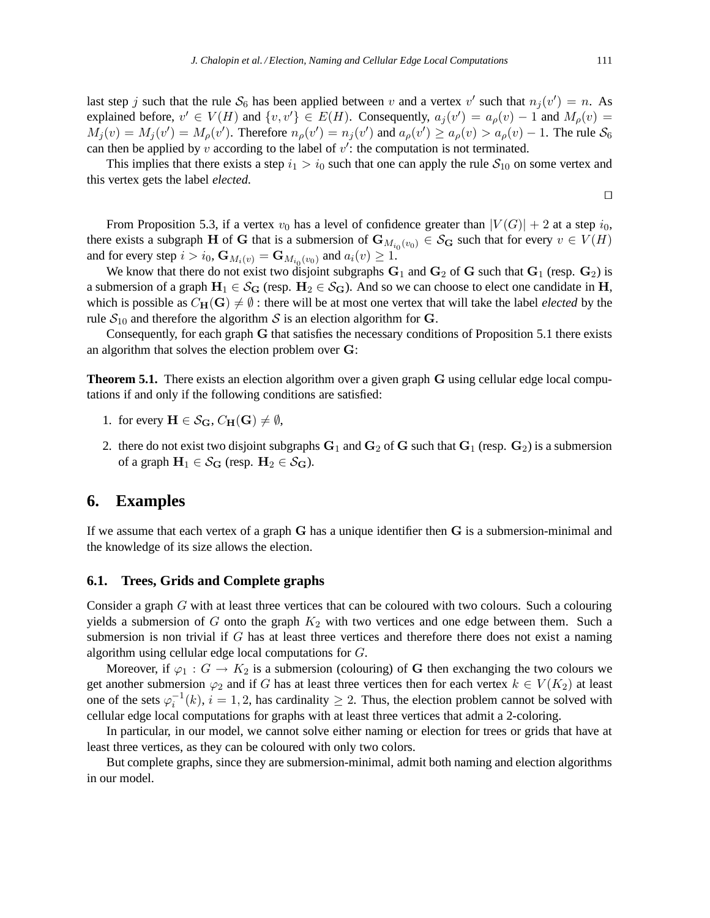last step $j$ such that the rule $\mathcal{S}_6$ has been applied between $v$ and a vertex $v'$ such that $n_j(v') = n$. As explained before, $v' \in V(H)$ and $\{v, v'\} \in E(H)$. Consequently, $a_j(v') = a_\rho(v) - 1$ and $M_\rho(v) = M_j(v) = M_j(v') = M_\rho(v')$. Therefore $n_\rho(v') = n_j(v')$ and $a_\rho(v') \geq a_\rho(v) > a_\rho(v) - 1$. The rule $\mathcal{S}_6$ can then be applied by $v$ according to the label of $v'$: the computation is not terminated.

This implies that there exists a step $i_1 > i_0$ such that one can apply the rule $\mathcal{S}_{10}$ on some vertex and this vertex gets the label *elected*.

□

From Proposition 5.3, if a vertex $v_0$ has a level of confidence greater than $|V(G)| + 2$ at a step $i_0$, there exists a subgraph $\mathbf{H}$ of $\mathbf{G}$ that is a submersion of $\mathbf{G}_{M_{i_0}(v_0)} \in \mathcal{S}_\mathbf{G}$ such that for every $v \in V(H)$ and for every step $i > i_0$, $\mathbf{G}_{M_i(v)} = \mathbf{G}_{M_{i_0}(v_0)}$ and $a_i(v) \geq 1$.

We know that there do not exist two disjoint subgraphs $\mathbf{G}_1$ and $\mathbf{G}_2$ of $\mathbf{G}$ such that $\mathbf{G}_1$ (resp. $\mathbf{G}_2$) is a submersion of a graph $\mathbf{H}_1 \in \mathcal{S}_\mathbf{G}$ (resp. $\mathbf{H}_2 \in \mathcal{S}_\mathbf{G}$). And so we can choose to elect one candidate in $\mathbf{H}$, which is possible as $C_\mathbf{H}(\mathbf{G}) \neq \emptyset$ : there will be at most one vertex that will take the label *elected* by the rule $\mathcal{S}_{10}$ and therefore the algorithm $\mathcal{S}$ is an election algorithm for $\mathbf{G}$.

Consequently, for each graph $\mathbf{G}$ that satisfies the necessary conditions of Proposition 5.1 there exists an algorithm that solves the election problem over $\mathbf{G}$:

**Theorem 5.1.** There exists an election algorithm over a given graph $\mathbf{G}$ using cellular edge local computations if and only if the following conditions are satisfied:

1. for every $\mathbf{H} \in \mathcal{S}_\mathbf{G}$, $C_\mathbf{H}(\mathbf{G}) \neq \emptyset$,
2. there do not exist two disjoint subgraphs $\mathbf{G}_1$ and $\mathbf{G}_2$ of $\mathbf{G}$ such that $\mathbf{G}_1$ (resp. $\mathbf{G}_2$) is a submersion of a graph $\mathbf{H}_1 \in \mathcal{S}_\mathbf{G}$ (resp. $\mathbf{H}_2 \in \mathcal{S}_\mathbf{G}$).

## 6. Examples

If we assume that each vertex of a graph $\mathbf{G}$ has a unique identifier then $\mathbf{G}$ is a submersion-minimal and the knowledge of its size allows the election.

### 6.1. Trees, Grids and Complete graphs

Consider a graph $G$ with at least three vertices that can be coloured with two colours. Such a colouring yields a submersion of $G$ onto the graph $K_2$ with two vertices and one edge between them. Such a submersion is non trivial if $G$ has at least three vertices and therefore there does not exist a naming algorithm using cellular edge local computations for $G$.

Moreover, if $\varphi_1 : G \to K_2$ is a submersion (colouring) of $\mathbf{G}$ then exchanging the two colours we get another submersion $\varphi_2$ and if $G$ has at least three vertices then for each vertex $k \in V(K_2)$ at least one of the sets $\varphi_i^{-1}(k)$, $i = 1, 2$, has cardinality $\geq 2$. Thus, the election problem cannot be solved with cellular edge local computations for graphs with at least three vertices that admit a 2-coloring.

In particular, in our model, we cannot solve either naming or election for trees or grids that have at least three vertices, as they can be coloured with only two colors.

But complete graphs, since they are submersion-minimal, admit both naming and election algorithms in our model.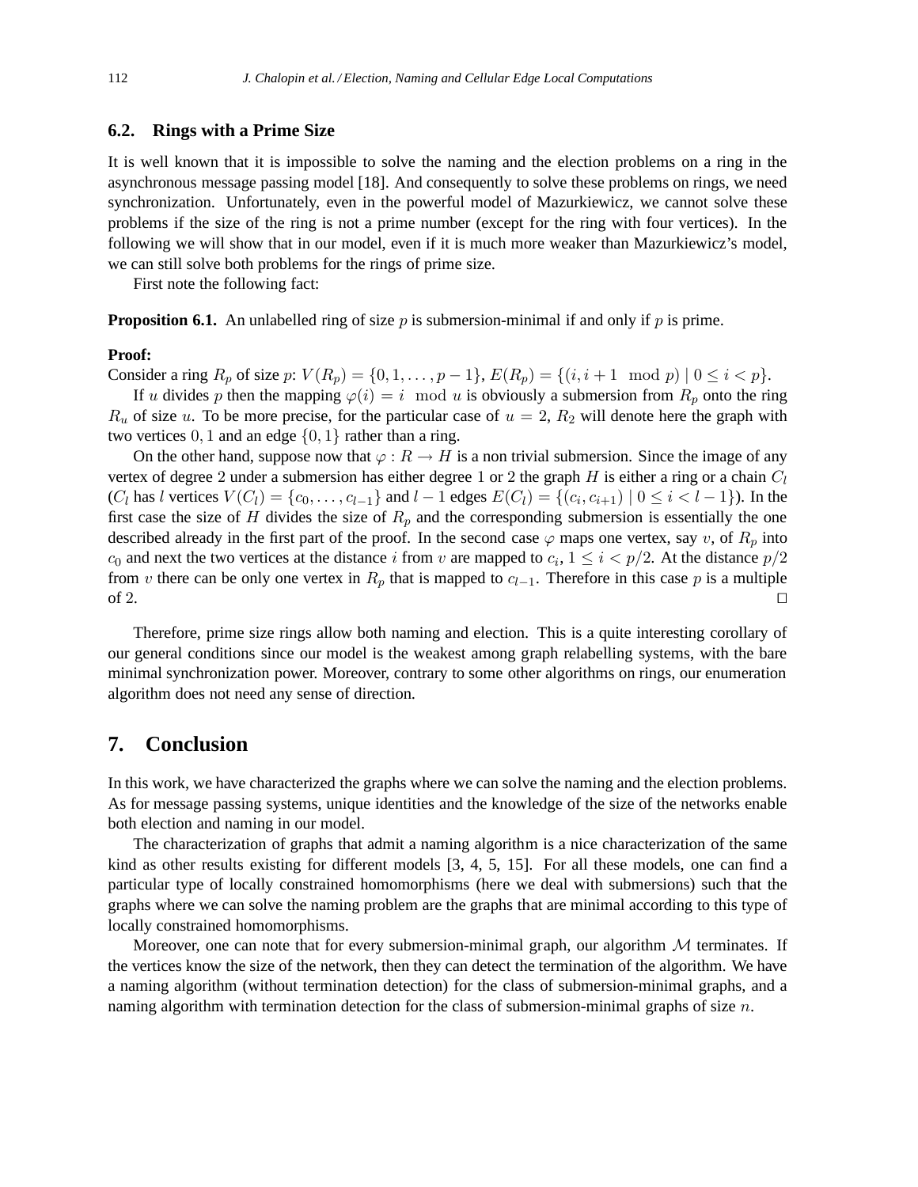### 6.2. Rings with a Prime Size

It is well known that it is impossible to solve the naming and the election problems on a ring in the asynchronous message passing model [18]. And consequently to solve these problems on rings, we need synchronization. Unfortunately, even in the powerful model of Mazurkiewicz, we cannot solve these problems if the size of the ring is not a prime number (except for the ring with four vertices). In the following we will show that in our model, even if it is much more weaker than Mazurkiewicz's model, we can still solve both problems for the rings of prime size.

First note the following fact:

**Proposition 6.1.** An unlabelled ring of size $p$ is submersion-minimal if and only if $p$ is prime.

**Proof:**
Consider a ring $R_p$ of size $p$: $V(R_p) = \{0, 1, \ldots, p-1\}$, $E(R_p) = \{(i, i+1 \mod p) \mid 0 \leq i < p\}$.

If $u$ divides $p$ then the mapping $\varphi(i) = i \mod u$ is obviously a submersion from $R_p$ onto the ring $R_u$ of size $u$. To be more precise, for the particular case of $u = 2$, $R_2$ will denote here the graph with two vertices $0, 1$ and an edge $\{0, 1\}$ rather than a ring.

On the other hand, suppose now that $\varphi : R \to H$ is a non trivial submersion. Since the image of any vertex of degree 2 under a submersion has either degree 1 or 2 the graph $H$ is either a ring or a chain $C_l$ ($C_l$ has $l$ vertices $V(C_l) = \{c_0, \ldots, c_{l-1}\}$ and $l-1$ edges $E(C_l) = \{(c_i, c_{i+1}) \mid 0 \leq i < l-1\}$). In the first case the size of $H$ divides the size of $R_p$ and the corresponding submersion is essentially the one described already in the first part of the proof. In the second case $\varphi$ maps one vertex, say $v$, of $R_p$ into $c_0$ and next the two vertices at the distance $i$ from $v$ are mapped to $c_i$, $1 \leq i < p/2$. At the distance $p/2$ from $v$ there can be only one vertex in $R_p$ that is mapped to $c_{l-1}$. Therefore in this case $p$ is a multiple of 2. $\square$

Therefore, prime size rings allow both naming and election. This is a quite interesting corollary of our general conditions since our model is the weakest among graph relabelling systems, with the bare minimal synchronization power. Moreover, contrary to some other algorithms on rings, our enumeration algorithm does not need any sense of direction.

## 7. Conclusion

In this work, we have characterized the graphs where we can solve the naming and the election problems. As for message passing systems, unique identities and the knowledge of the size of the networks enable both election and naming in our model.

The characterization of graphs that admit a naming algorithm is a nice characterization of the same kind as other results existing for different models [3, 4, 5, 15]. For all these models, one can find a particular type of locally constrained homomorphisms (here we deal with submersions) such that the graphs where we can solve the naming problem are the graphs that are minimal according to this type of locally constrained homomorphisms.

Moreover, one can note that for every submersion-minimal graph, our algorithm $\mathcal{M}$ terminates. If the vertices know the size of the network, then they can detect the termination of the algorithm. We have a naming algorithm (without termination detection) for the class of submersion-minimal graphs, and a naming algorithm with termination detection for the class of submersion-minimal graphs of size $n$.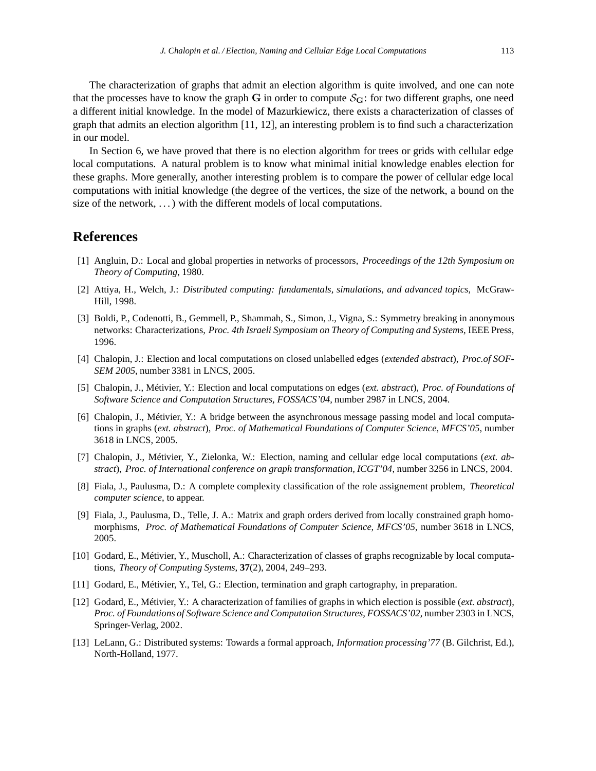The characterization of graphs that admit an election algorithm is quite involved, and one can note that the processes have to know the graph $\mathbf{G}$ in order to compute $\mathcal{S}_{\mathbf{G}}$: for two different graphs, one need a different initial knowledge. In the model of Mazurkiewicz, there exists a characterization of classes of graph that admits an election algorithm [11, 12], an interesting problem is to find such a characterization in our model.

In Section 6, we have proved that there is no election algorithm for trees or grids with cellular edge local computations. A natural problem is to know what minimal initial knowledge enables election for these graphs. More generally, another interesting problem is to compare the power of cellular edge local computations with initial knowledge (the degree of the vertices, the size of the network, a bound on the size of the network, ...) with the different models of local computations.

## References

[1] Angluin, D.: Local and global properties in networks of processors, *Proceedings of the 12th Symposium on Theory of Computing*, 1980.

[2] Attiya, H., Welch, J.: *Distributed computing: fundamentals, simulations, and advanced topics*, McGraw-Hill, 1998.

[3] Boldi, P., Codenotti, B., Gemmell, P., Shammah, S., Simon, J., Vigna, S.: Symmetry breaking in anonymous networks: Characterizations, *Proc. 4th Israeli Symposium on Theory of Computing and Systems*, IEEE Press, 1996.

[4] Chalopin, J.: Election and local computations on closed unlabelled edges (*extended abstract*), *Proc.of SOFSEM 2005*, number 3381 in LNCS, 2005.

[5] Chalopin, J., Métivier, Y.: Election and local computations on edges (*ext. abstract*), *Proc. of Foundations of Software Science and Computation Structures, FOSSACS'04*, number 2987 in LNCS, 2004.

[6] Chalopin, J., Métivier, Y.: A bridge between the asynchronous message passing model and local computations in graphs (*ext. abstract*), *Proc. of Mathematical Foundations of Computer Science, MFCS'05*, number 3618 in LNCS, 2005.

[7] Chalopin, J., Métivier, Y., Zielonka, W.: Election, naming and cellular edge local computations (*ext. abstract*), *Proc. of International conference on graph transformation, ICGT'04*, number 3256 in LNCS, 2004.

[8] Fiala, J., Paulusma, D.: A complete complexity classification of the role assignement problem, *Theoretical computer science*, to appear.

[9] Fiala, J., Paulusma, D., Telle, J. A.: Matrix and graph orders derived from locally constrained graph homomorphisms, *Proc. of Mathematical Foundations of Computer Science, MFCS'05*, number 3618 in LNCS, 2005.

[10] Godard, E., Métivier, Y., Muscholl, A.: Characterization of classes of graphs recognizable by local computations, *Theory of Computing Systems*, **37**(2), 2004, 249–293.

[11] Godard, E., Métivier, Y., Tel, G.: Election, termination and graph cartography, in preparation.

[12] Godard, E., Métivier, Y.: A characterization of families of graphs in which election is possible (*ext. abstract*), *Proc. of Foundations of Software Science and Computation Structures, FOSSACS'02*, number 2303 in LNCS, Springer-Verlag, 2002.

[13] LeLann, G.: Distributed systems: Towards a formal approach, *Information processing'77* (B. Gilchrist, Ed.), North-Holland, 1977.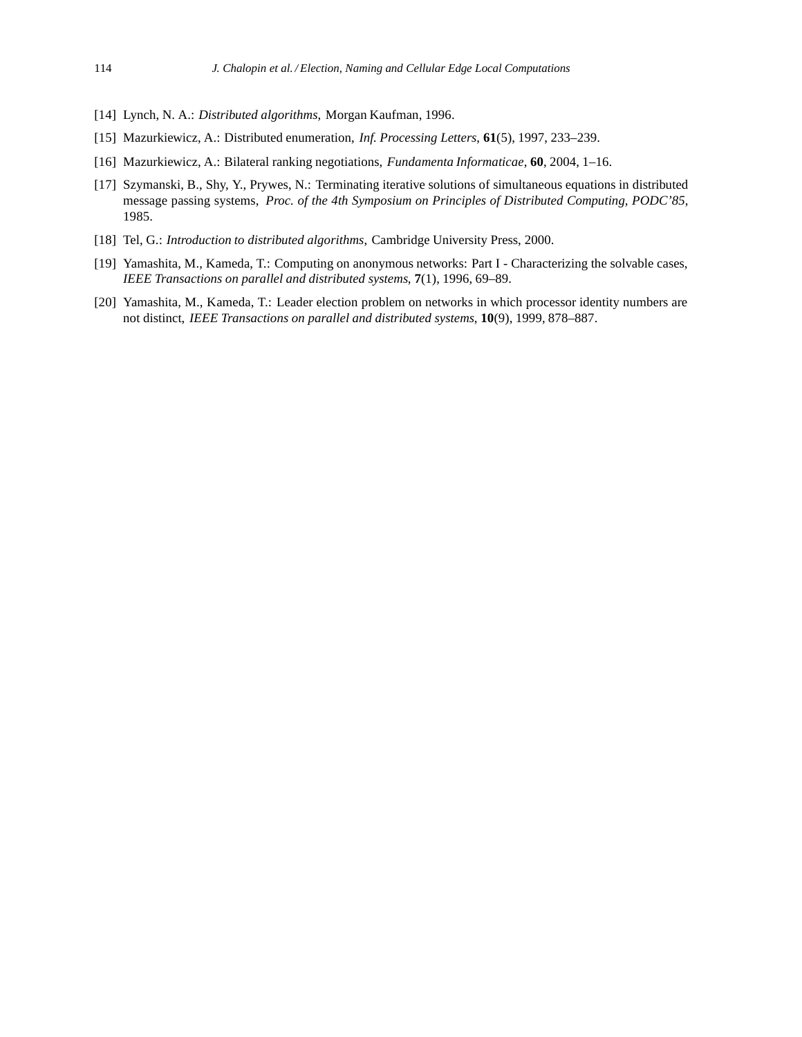[14] Lynch, N. A.: *Distributed algorithms*, Morgan Kaufman, 1996.

[15] Mazurkiewicz, A.: Distributed enumeration, *Inf. Processing Letters*, **61**(5), 1997, 233–239.

[16] Mazurkiewicz, A.: Bilateral ranking negotiations, *Fundamenta Informaticae*, **60**, 2004, 1–16.

[17] Szymanski, B., Shy, Y., Prywes, N.: Terminating iterative solutions of simultaneous equations in distributed message passing systems, *Proc. of the 4th Symposium on Principles of Distributed Computing, PODC'85*, 1985.

[18] Tel, G.: *Introduction to distributed algorithms*, Cambridge University Press, 2000.

[19] Yamashita, M., Kameda, T.: Computing on anonymous networks: Part I - Characterizing the solvable cases, *IEEE Transactions on parallel and distributed systems*, **7**(1), 1996, 69–89.

[20] Yamashita, M., Kameda, T.: Leader election problem on networks in which processor identity numbers are not distinct, *IEEE Transactions on parallel and distributed systems*, **10**(9), 1999, 878–887.